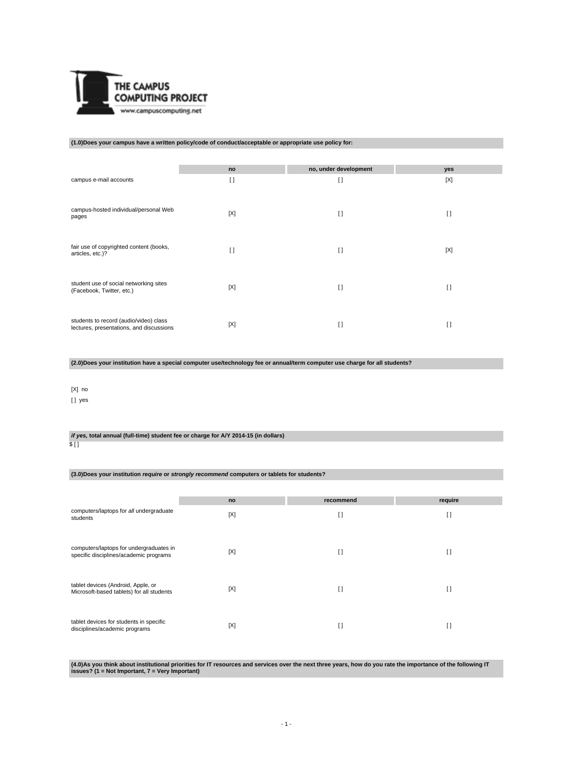THE CAMPUS COMPUTING PROJECT

www.campuscomputing.net

**(1.0)Does your campus have a written policy/code of conduct/acceptable or appropriate use policy for:**

| | no | no, under development | yes |
|---|---|---|---|
| campus e-mail accounts | [ ] | [ ] | [X] |
| campus-hosted individual/personal Web pages | [X] | [ ] | [ ] |
| fair use of copyrighted content (books, articles, etc.)? | [ ] | [ ] | [X] |
| student use of social networking sites (Facebook, Twitter, etc.) | [X] | [ ] | [ ] |
| students to record (audio/video) class lectures, presentations, and discussions | [X] | [ ] | [ ] |

**(2.0)Does your institution have a special computer use/technology fee or annual/term computer use charge for all students?**

[X] no

[ ] yes

***if yes,* total annual (full-time) student fee or charge for A/Y 2014-15 (in dollars)**

$ [ ]

**(3.0)Does your institution *require* or *strongly recommend* computers or tablets for students?**

| | no | recommend | require |
|---|---|---|---|
| computers/laptops for *all* undergraduate students | [X] | [ ] | [ ] |
| computers/laptops for undergraduates in specific disciplines/academic programs | [X] | [ ] | [ ] |
| tablet devices (Android, Apple, or Microsoft-based tablets) for all students | [X] | [ ] | [ ] |
| tablet devices for students in specific disciplines/academic programs | [X] | [ ] | [ ] |

**(4.0)As you think about institutional priorities for IT resources and services over the next three years, how do you rate the importance of the following IT issues? (1 = Not Important, 7 = Very Important)**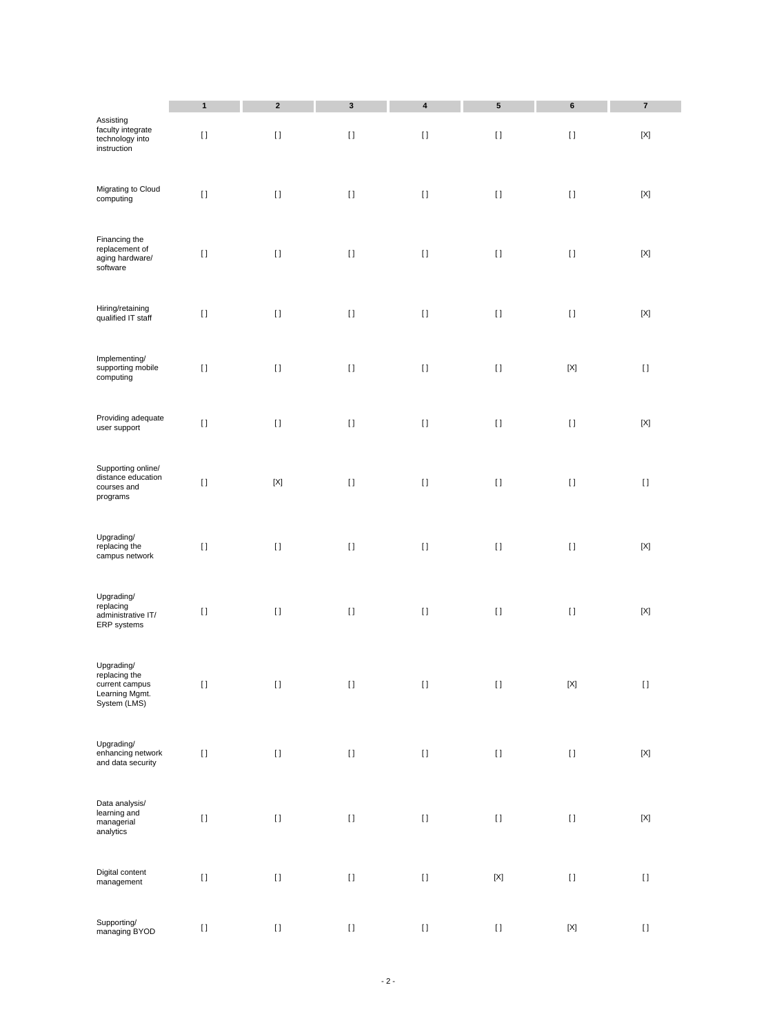| | 1 | 2 | 3 | 4 | 5 | 6 | 7 |
|---|---|---|---|---|---|---|---|
| Assisting faculty integrate technology into instruction | [] | [] | [] | [] | [] | [] | [X] |
| Migrating to Cloud computing | [] | [] | [] | [] | [] | [] | [X] |
| Financing the replacement of aging hardware/ software | [] | [] | [] | [] | [] | [] | [X] |
| Hiring/retaining qualified IT staff | [] | [] | [] | [] | [] | [] | [X] |
| Implementing/ supporting mobile computing | [] | [] | [] | [] | [] | [X] | [] |
| Providing adequate user support | [] | [] | [] | [] | [] | [] | [X] |
| Supporting online/ distance education courses and programs | [] | [X] | [] | [] | [] | [] | [] |
| Upgrading/ replacing the campus network | [] | [] | [] | [] | [] | [] | [X] |
| Upgrading/ replacing administrative IT/ ERP systems | [] | [] | [] | [] | [] | [] | [X] |
| Upgrading/ replacing the current campus Learning Mgmt. System (LMS) | [] | [] | [] | [] | [] | [X] | [] |
| Upgrading/ enhancing network and data security | [] | [] | [] | [] | [] | [] | [X] |
| Data analysis/ learning and managerial analytics | [] | [] | [] | [] | [] | [] | [X] |
| Digital content management | [] | [] | [] | [] | [X] | [] | [] |
| Supporting/ managing BYOD | [] | [] | [] | [] | [] | [X] | [] |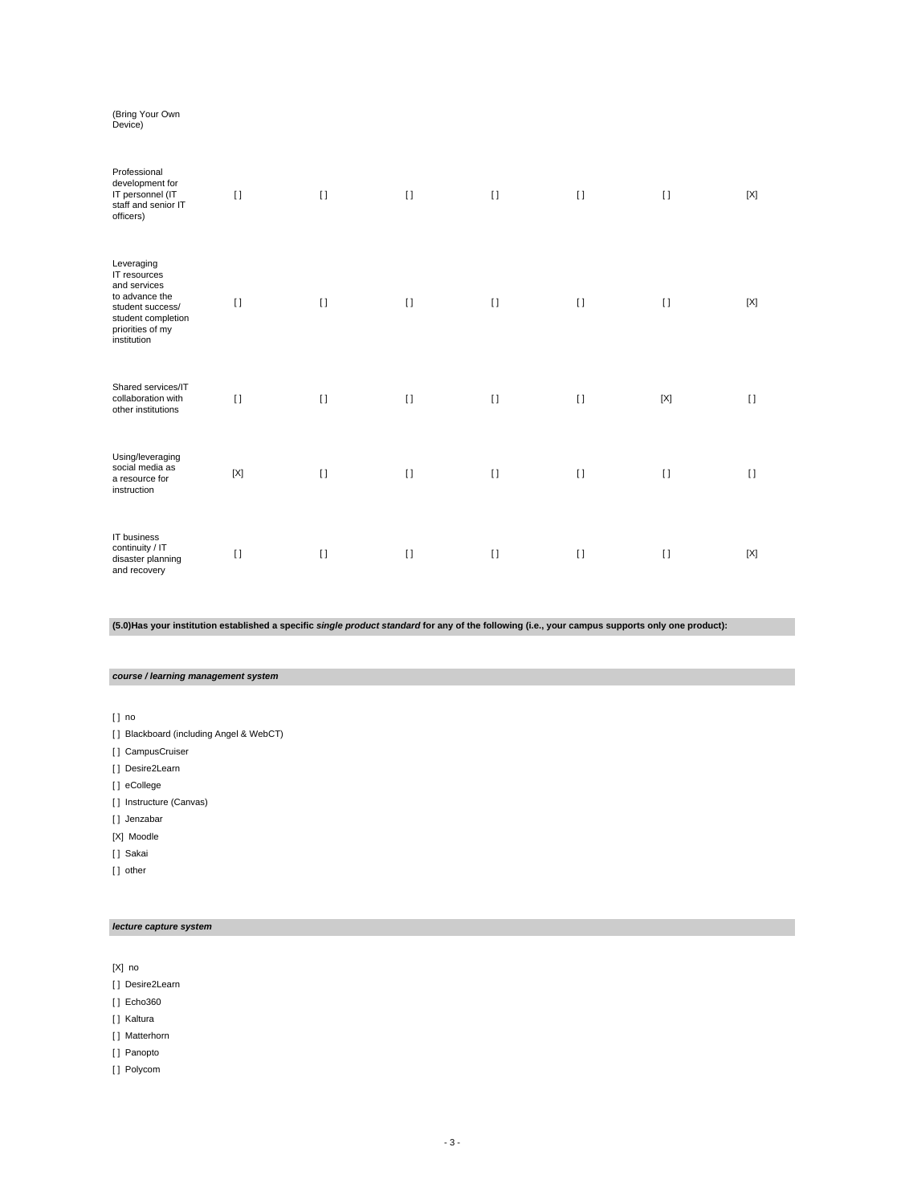| | | | | | | | |
|---|---|---|---|---|---|---|---|
| (Bring Your Own Device) | | | | | | | |
| Professional development for IT personnel (IT staff and senior IT officers) | [ ] | [ ] | [ ] | [ ] | [ ] | [ ] | [X] |
| Leveraging IT resources and services to advance the student success/ student completion priorities of my institution | [ ] | [ ] | [ ] | [ ] | [ ] | [ ] | [X] |
| Shared services/IT collaboration with other institutions | [ ] | [ ] | [ ] | [ ] | [ ] | [X] | [ ] |
| Using/leveraging social media as a resource for instruction | [X] | [ ] | [ ] | [ ] | [ ] | [ ] | [ ] |
| IT business continuity / IT disaster planning and recovery | [ ] | [ ] | [ ] | [ ] | [ ] | [ ] | [X] |

**(5.0)Has your institution established a specific *single product standard* for any of the following (i.e., your campus supports only one product):**

***course / learning management system***

[ ] no
[ ] Blackboard (including Angel & WebCT)
[ ] CampusCruiser
[ ] Desire2Learn
[ ] eCollege
[ ] Instructure (Canvas)
[ ] Jenzabar
[X] Moodle
[ ] Sakai
[ ] other

***lecture capture system***

[X] no
[ ] Desire2Learn
[ ] Echo360
[ ] Kaltura
[ ] Matterhorn
[ ] Panopto
[ ] Polycom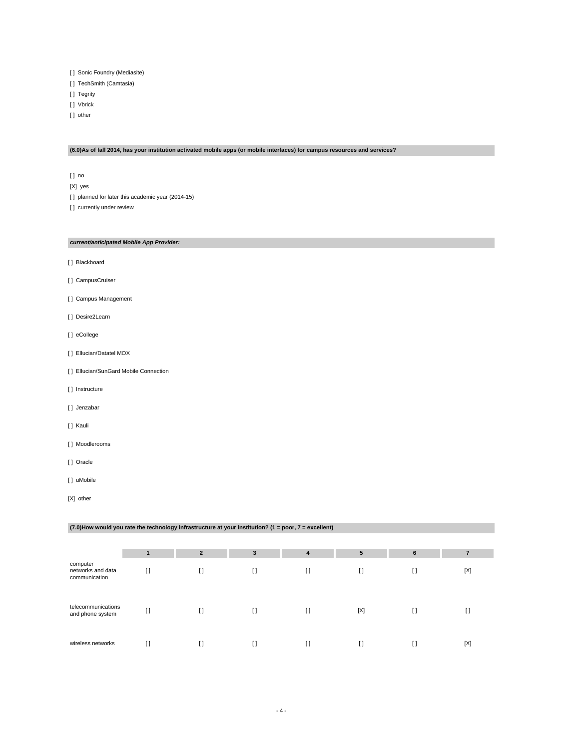[ ] Sonic Foundry (Mediasite)

[ ] TechSmith (Camtasia)

[ ] Tegrity

[ ] Vbrick

[ ] other

**(6.0)As of fall 2014, has your institution activated mobile apps (or mobile interfaces) for campus resources and services?**

[ ] no

[X] yes

[ ] planned for later this academic year (2014-15)

[ ] currently under review

***current/anticipated Mobile App Provider:***

[ ] Blackboard

[ ] CampusCruiser

[ ] Campus Management

[ ] Desire2Learn

[ ] eCollege

[ ] Ellucian/Datatel MOX

[ ] Ellucian/SunGard Mobile Connection

[ ] Instructure

[ ] Jenzabar

[ ] Kauli

[ ] Moodlerooms

[ ] Oracle

[ ] uMobile

[X] other

**(7.0)How would you rate the technology infrastructure at your institution? (1 = poor, 7 = excellent)**

| | 1 | 2 | 3 | 4 | 5 | 6 | 7 |
|---|---|---|---|---|---|---|---|
| computer networks and data communication | [ ] | [ ] | [ ] | [ ] | [ ] | [ ] | [X] |
| telecommunications and phone system | [ ] | [ ] | [ ] | [ ] | [X] | [ ] | [ ] |
| wireless networks | [ ] | [ ] | [ ] | [ ] | [ ] | [ ] | [X] |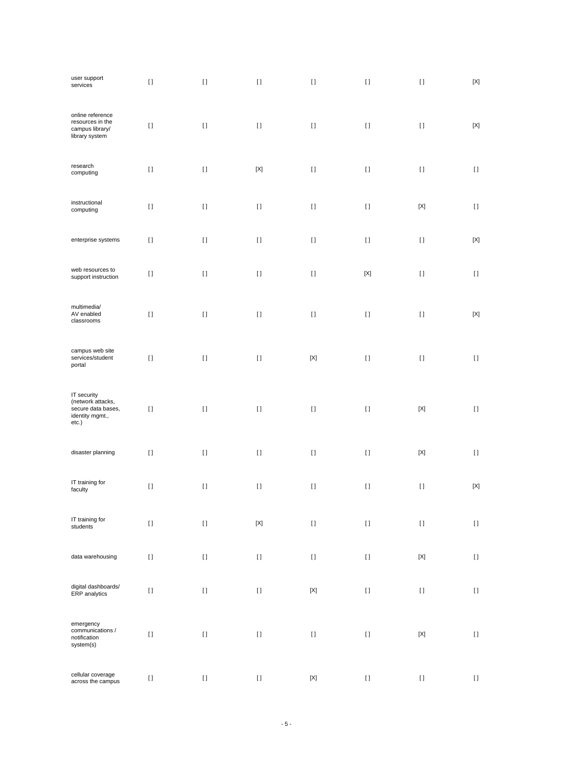| | | | | | | | |
|---|---|---|---|---|---|---|---|
| user support services | [] | [] | [] | [] | [] | [] | [X] |
| online reference resources in the campus library/ library system | [] | [] | [] | [] | [] | [] | [X] |
| research computing | [] | [] | [X] | [] | [] | [] | [] |
| instructional computing | [] | [] | [] | [] | [] | [X] | [] |
| enterprise systems | [] | [] | [] | [] | [] | [] | [X] |
| web resources to support instruction | [] | [] | [] | [] | [X] | [] | [] |
| multimedia/ AV enabled classrooms | [] | [] | [] | [] | [] | [] | [X] |
| campus web site services/student portal | [] | [] | [] | [X] | [] | [] | [] |
| IT security (network attacks, secure data bases, identity mgmt., etc.) | [] | [] | [] | [] | [] | [X] | [] |
| disaster planning | [] | [] | [] | [] | [] | [X] | [] |
| IT training for faculty | [] | [] | [] | [] | [] | [] | [X] |
| IT training for students | [] | [] | [X] | [] | [] | [] | [] |
| data warehousing | [] | [] | [] | [] | [] | [X] | [] |
| digital dashboards/ ERP analytics | [] | [] | [] | [X] | [] | [] | [] |
| emergency communications / notification system(s) | [] | [] | [] | [] | [] | [X] | [] |
| cellular coverage across the campus | [] | [] | [] | [X] | [] | [] | [] |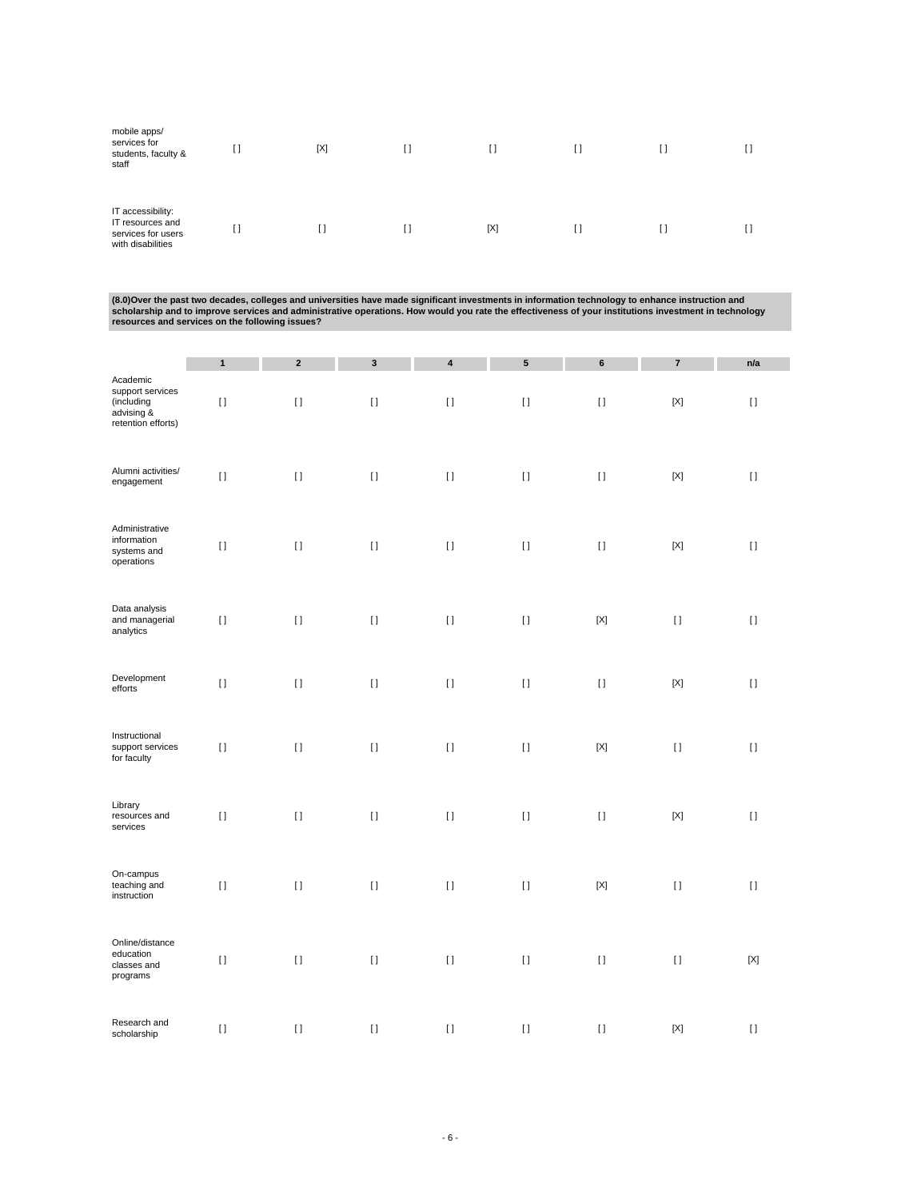| | | | | | | | |
|---|---|---|---|---|---|---|---|
| mobile apps/ services for students, faculty & staff | [ ] | [X] | [ ] | [ ] | [ ] | [ ] | [ ] |
| IT accessibility: IT resources and services for users with disabilities | [ ] | [ ] | [ ] | [X] | [ ] | [ ] | [ ] |

**(8.0)Over the past two decades, colleges and universities have made significant investments in information technology to enhance instruction and scholarship and to improve services and administrative operations. How would you rate the effectiveness of your institutions investment in technology resources and services on the following issues?**

| | 1 | 2 | 3 | 4 | 5 | 6 | 7 | n/a |
|---|---|---|---|---|---|---|---|---|
| Academic support services (including advising & retention efforts) | [ ] | [ ] | [ ] | [ ] | [ ] | [ ] | [X] | [ ] |
| Alumni activities/ engagement | [ ] | [ ] | [ ] | [ ] | [ ] | [ ] | [X] | [ ] |
| Administrative information systems and operations | [ ] | [ ] | [ ] | [ ] | [ ] | [ ] | [X] | [ ] |
| Data analysis and managerial analytics | [ ] | [ ] | [ ] | [ ] | [ ] | [X] | [ ] | [ ] |
| Development efforts | [ ] | [ ] | [ ] | [ ] | [ ] | [ ] | [X] | [ ] |
| Instructional support services for faculty | [ ] | [ ] | [ ] | [ ] | [ ] | [X] | [ ] | [ ] |
| Library resources and services | [ ] | [ ] | [ ] | [ ] | [ ] | [ ] | [X] | [ ] |
| On-campus teaching and instruction | [ ] | [ ] | [ ] | [ ] | [ ] | [X] | [ ] | [ ] |
| Online/distance education classes and programs | [ ] | [ ] | [ ] | [ ] | [ ] | [ ] | [ ] | [X] |
| Research and scholarship | [ ] | [ ] | [ ] | [ ] | [ ] | [ ] | [X] | [ ] |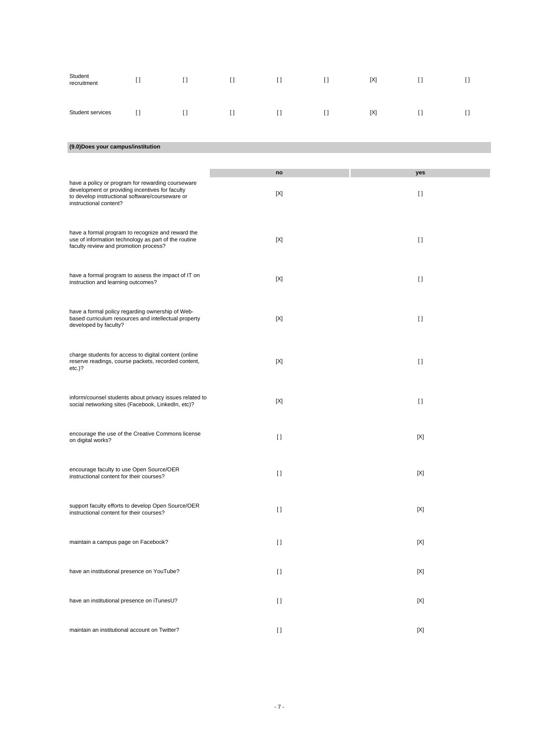| | | | | | | | | |
|---|---|---|---|---|---|---|---|---|
| Student recruitment | [ ] | [ ] | [ ] | [ ] | [ ] | [X] | [ ] | [ ] |
| Student services | [ ] | [ ] | [ ] | [ ] | [ ] | [X] | [ ] | [ ] |

**(9.0)Does your campus/institution**

| | no | yes |
|---|---|---|
| have a policy or program for rewarding courseware development or providing incentives for faculty to develop instructional software/courseware or instructional content? | [X] | [ ] |
| have a formal program to recognize and reward the use of information technology as part of the routine faculty review and promotion process? | [X] | [ ] |
| have a formal program to assess the impact of IT on instruction and learning outcomes? | [X] | [ ] |
| have a formal policy regarding ownership of Web-based curriculum resources and intellectual property developed by faculty? | [X] | [ ] |
| charge students for access to digital content (online reserve readings, course packets, recorded content, etc.)? | [X] | [ ] |
| inform/counsel students about privacy issues related to social networking sites (Facebook, LinkedIn, etc)? | [X] | [ ] |
| encourage the use of the Creative Commons license on digital works? | [ ] | [X] |
| encourage faculty to use Open Source/OER instructional content for their courses? | [ ] | [X] |
| support faculty efforts to develop Open Source/OER instructional content for their courses? | [ ] | [X] |
| maintain a campus page on Facebook? | [ ] | [X] |
| have an institutional presence on YouTube? | [ ] | [X] |
| have an institutional presence on iTunesU? | [ ] | [X] |
| maintain an institutional account on Twitter? | [ ] | [X] |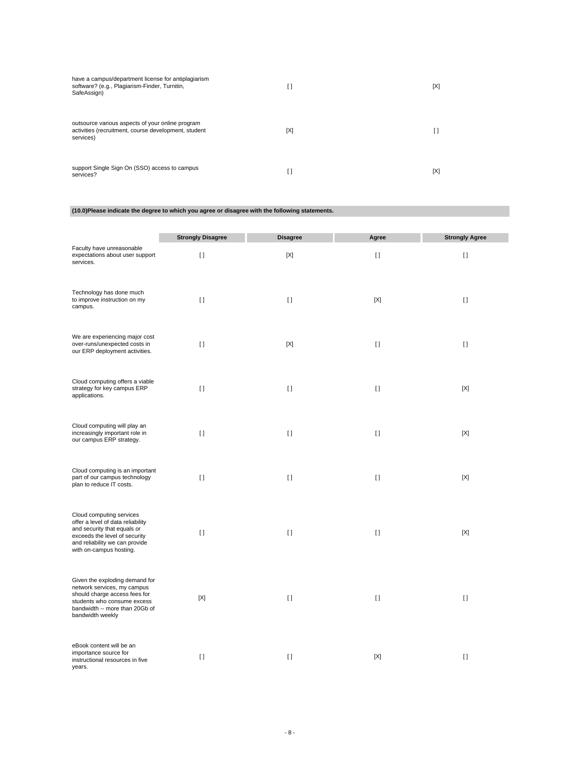| | | |
|---|---|---|
| have a campus/department license for antiplagiarism software? (e.g., Plagiarism-Finder, Turnitin, SafeAssign) | [ ] | [X] |
| outsource various aspects of your online program activities (recruitment, course development, student services) | [X] | [ ] |
| support Single Sign On (SSO) access to campus services? | [ ] | [X] |

**(10.0)Please indicate the degree to which you agree or disagree with the following statements.**

| | Strongly Disagree | Disagree | Agree | Strongly Agree |
|---|---|---|---|---|
| Faculty have unreasonable expectations about user support services. | [ ] | [X] | [ ] | [ ] |
| Technology has done much to improve instruction on my campus. | [ ] | [ ] | [X] | [ ] |
| We are experiencing major cost over-runs/unexpected costs in our ERP deployment activities. | [ ] | [X] | [ ] | [ ] |
| Cloud computing offers a viable strategy for key campus ERP applications. | [ ] | [ ] | [ ] | [X] |
| Cloud computing will play an increasingly important role in our campus ERP strategy. | [ ] | [ ] | [ ] | [X] |
| Cloud computing is an important part of our campus technology plan to reduce IT costs. | [ ] | [ ] | [ ] | [X] |
| Cloud computing services offer a level of data reliability and security that equals or exceeds the level of security and reliability we can provide with on-campus hosting. | [ ] | [ ] | [ ] | [X] |
| Given the exploding demand for network services, my campus should charge access fees for students who consume excess bandwidth -- more than 20Gb of bandwidth weekly | [X] | [ ] | [ ] | [ ] |
| eBook content will be an importance source for instructional resources in five years. | [ ] | [ ] | [X] | [ ] |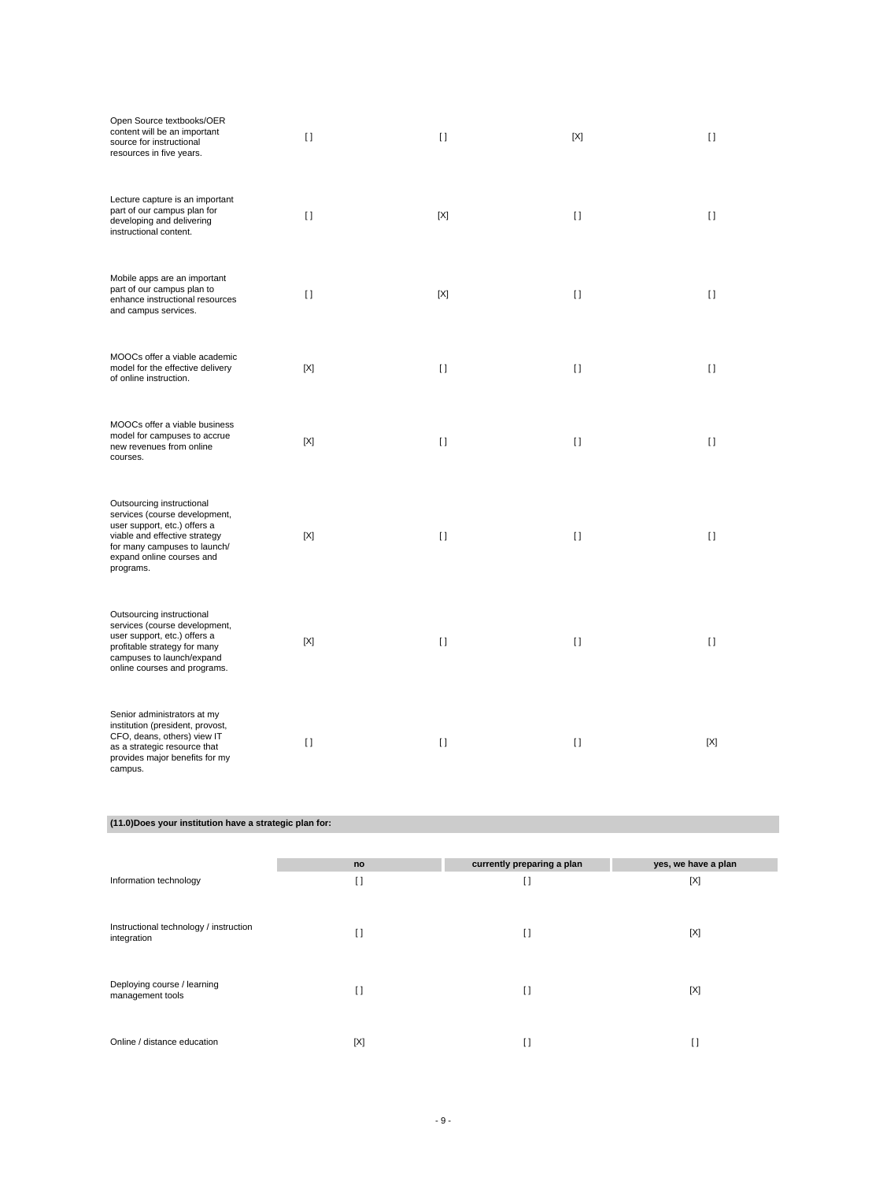| | | | | |
|---|---|---|---|---|
| Open Source textbooks/OER content will be an important source for instructional resources in five years. | [ ] | [ ] | [X] | [ ] |
| Lecture capture is an important part of our campus plan for developing and delivering instructional content. | [ ] | [X] | [ ] | [ ] |
| Mobile apps are an important part of our campus plan to enhance instructional resources and campus services. | [ ] | [X] | [ ] | [ ] |
| MOOCs offer a viable academic model for the effective delivery of online instruction. | [X] | [ ] | [ ] | [ ] |
| MOOCs offer a viable business model for campuses to accrue new revenues from online courses. | [X] | [ ] | [ ] | [ ] |
| Outsourcing instructional services (course development, user support, etc.) offers a viable and effective strategy for many campuses to launch/ expand online courses and programs. | [X] | [ ] | [ ] | [ ] |
| Outsourcing instructional services (course development, user support, etc.) offers a profitable strategy for many campuses to launch/expand online courses and programs. | [X] | [ ] | [ ] | [ ] |
| Senior administrators at my institution (president, provost, CFO, deans, others) view IT as a strategic resource that provides major benefits for my campus. | [ ] | [ ] | [ ] | [X] |

**(11.0)Does your institution have a strategic plan for:**

| | no | currently preparing a plan | yes, we have a plan |
|---|---|---|---|
| Information technology | [ ] | [ ] | [X] |
| Instructional technology / instruction integration | [ ] | [ ] | [X] |
| Deploying course / learning management tools | [ ] | [ ] | [X] |
| Online / distance education | [X] | [ ] | [ ] |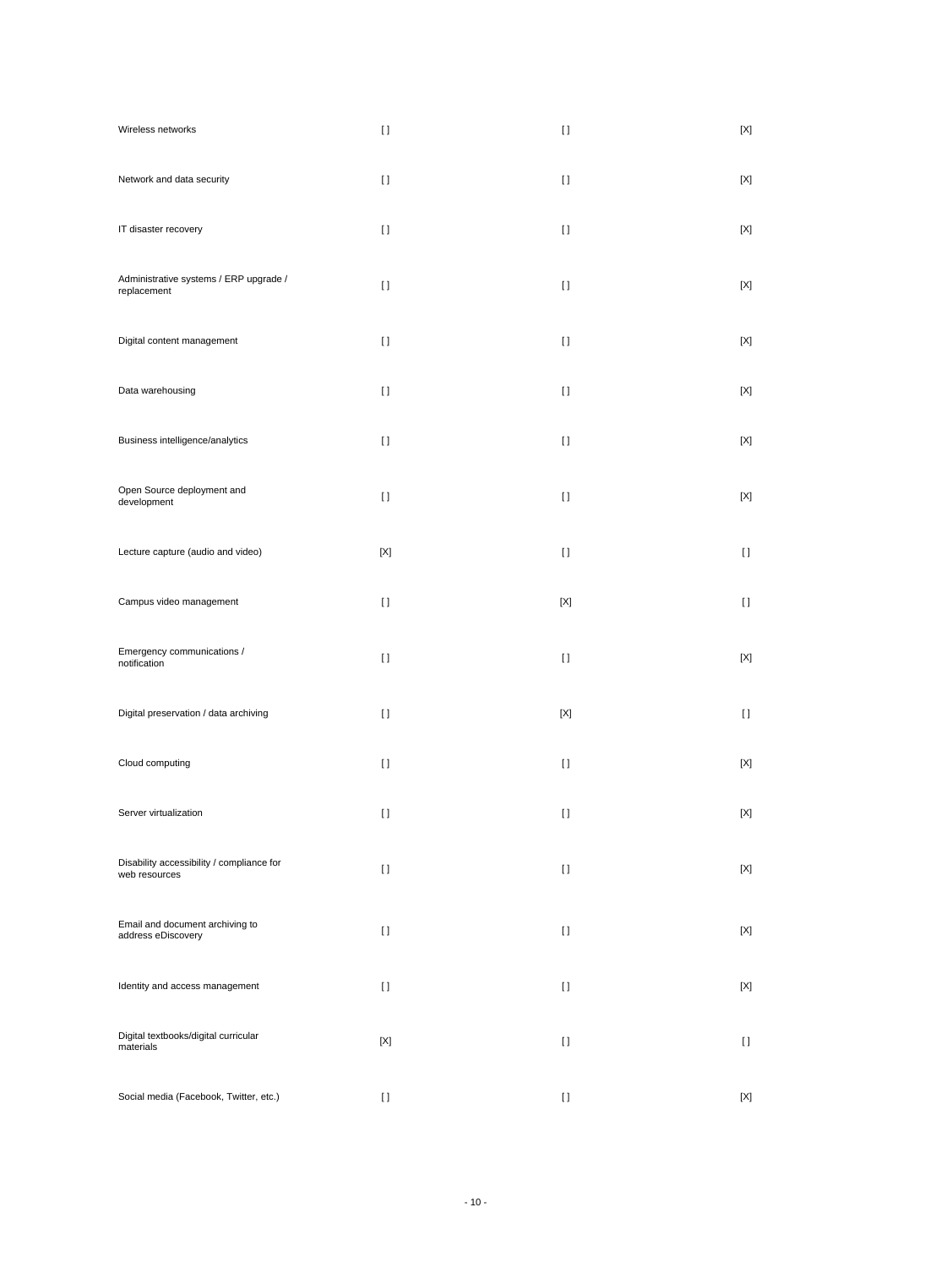| | | | |
|---|---|---|---|
| Wireless networks | [ ] | [ ] | [X] |
| Network and data security | [ ] | [ ] | [X] |
| IT disaster recovery | [ ] | [ ] | [X] |
| Administrative systems / ERP upgrade / replacement | [ ] | [ ] | [X] |
| Digital content management | [ ] | [ ] | [X] |
| Data warehousing | [ ] | [ ] | [X] |
| Business intelligence/analytics | [ ] | [ ] | [X] |
| Open Source deployment and development | [ ] | [ ] | [X] |
| Lecture capture (audio and video) | [X] | [ ] | [ ] |
| Campus video management | [ ] | [X] | [ ] |
| Emergency communications / notification | [ ] | [ ] | [X] |
| Digital preservation / data archiving | [ ] | [X] | [ ] |
| Cloud computing | [ ] | [ ] | [X] |
| Server virtualization | [ ] | [ ] | [X] |
| Disability accessibility / compliance for web resources | [ ] | [ ] | [X] |
| Email and document archiving to address eDiscovery | [ ] | [ ] | [X] |
| Identity and access management | [ ] | [ ] | [X] |
| Digital textbooks/digital curricular materials | [X] | [ ] | [ ] |
| Social media (Facebook, Twitter, etc.) | [ ] | [ ] | [X] |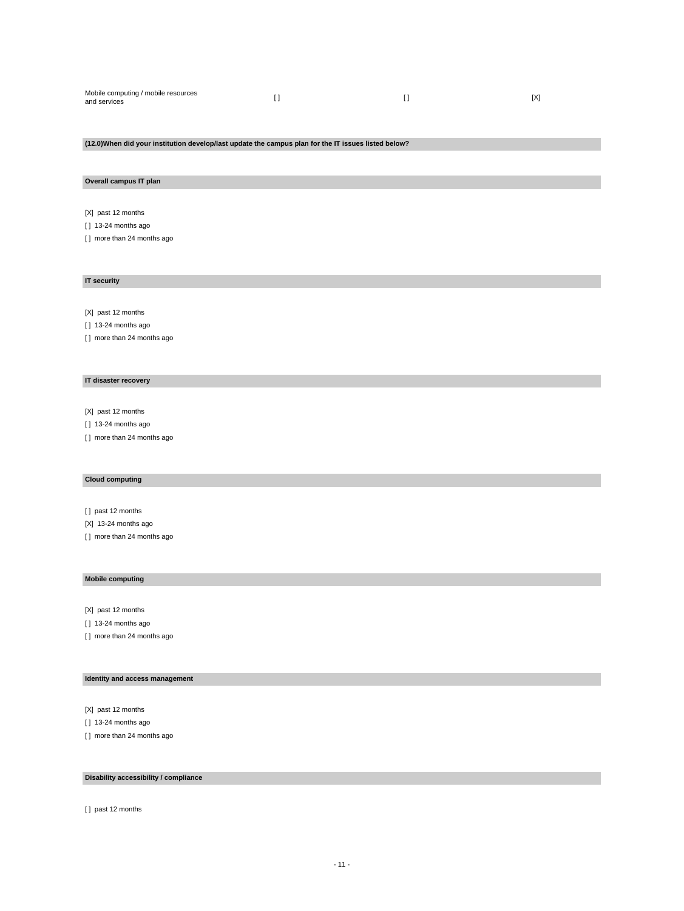| Mobile computing / mobile resources and services | [ ] | [ ] | [X] |
|---|---|---|---|

**(12.0)When did your institution develop/last update the campus plan for the IT issues listed below?**

**Overall campus IT plan**

[X] past 12 months
[ ] 13-24 months ago
[ ] more than 24 months ago

**IT security**

[X] past 12 months
[ ] 13-24 months ago
[ ] more than 24 months ago

**IT disaster recovery**

[X] past 12 months
[ ] 13-24 months ago
[ ] more than 24 months ago

**Cloud computing**

[ ] past 12 months
[X] 13-24 months ago
[ ] more than 24 months ago

**Mobile computing**

[X] past 12 months
[ ] 13-24 months ago
[ ] more than 24 months ago

**Identity and access management**

[X] past 12 months
[ ] 13-24 months ago
[ ] more than 24 months ago

**Disability accessibility / compliance**

[ ] past 12 months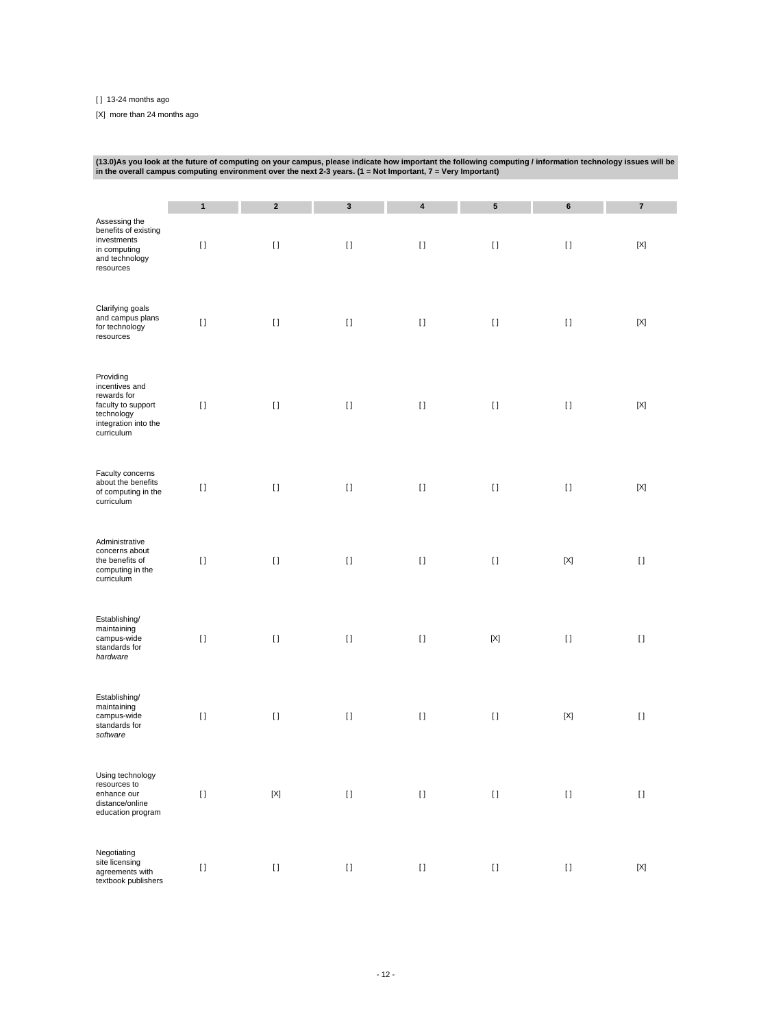[ ] 13-24 months ago

[X] more than 24 months ago

**(13.0)As you look at the future of computing on your campus, please indicate how important the following computing / information technology issues will be in the overall campus computing environment over the next 2-3 years. (1 = Not Important, 7 = Very Important)**

| | 1 | 2 | 3 | 4 | 5 | 6 | 7 |
|---|---|---|---|---|---|---|---|
| Assessing the benefits of existing investments in computing and technology resources | [] | [] | [] | [] | [] | [] | [X] |
| Clarifying goals and campus plans for technology resources | [] | [] | [] | [] | [] | [] | [X] |
| Providing incentives and rewards for faculty to support technology integration into the curriculum | [] | [] | [] | [] | [] | [] | [X] |
| Faculty concerns about the benefits of computing in the curriculum | [] | [] | [] | [] | [] | [] | [X] |
| Administrative concerns about the benefits of computing in the curriculum | [] | [] | [] | [] | [] | [X] | [] |
| Establishing/ maintaining campus-wide standards for *hardware* | [] | [] | [] | [] | [X] | [] | [] |
| Establishing/ maintaining campus-wide standards for *software* | [] | [] | [] | [] | [] | [X] | [] |
| Using technology resources to enhance our distance/online education program | [] | [X] | [] | [] | [] | [] | [] |
| Negotiating site licensing agreements with textbook publishers | [] | [] | [] | [] | [] | [] | [X] |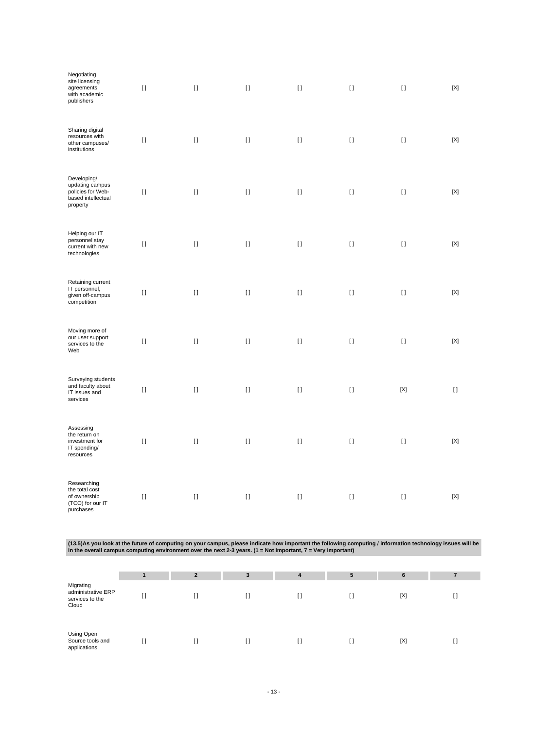| | | | | | | | |
|---|---|---|---|---|---|---|---|
| Negotiating site licensing agreements with academic publishers | [] | [] | [] | [] | [] | [] | [X] |
| Sharing digital resources with other campuses/ institutions | [] | [] | [] | [] | [] | [] | [X] |
| Developing/ updating campus policies for Web-based intellectual property | [] | [] | [] | [] | [] | [] | [X] |
| Helping our IT personnel stay current with new technologies | [] | [] | [] | [] | [] | [] | [X] |
| Retaining current IT personnel, given off-campus competition | [] | [] | [] | [] | [] | [] | [X] |
| Moving more of our user support services to the Web | [] | [] | [] | [] | [] | [] | [X] |
| Surveying students and faculty about IT issues and services | [] | [] | [] | [] | [] | [X] | [] |
| Assessing the return on investment for IT spending/ resources | [] | [] | [] | [] | [] | [] | [X] |
| Researching the total cost of ownership (TCO) for our IT purchases | [] | [] | [] | [] | [] | [] | [X] |

**(13.5)As you look at the future of computing on your campus, please indicate how important the following computing / information technology issues will be in the overall campus computing environment over the next 2-3 years. (1 = Not Important, 7 = Very Important)**

| | 1 | 2 | 3 | 4 | 5 | 6 | 7 |
|---|---|---|---|---|---|---|---|
| Migrating administrative ERP services to the Cloud | [] | [] | [] | [] | [] | [X] | [] |
| Using Open Source tools and applications | [] | [] | [] | [] | [] | [X] | [] |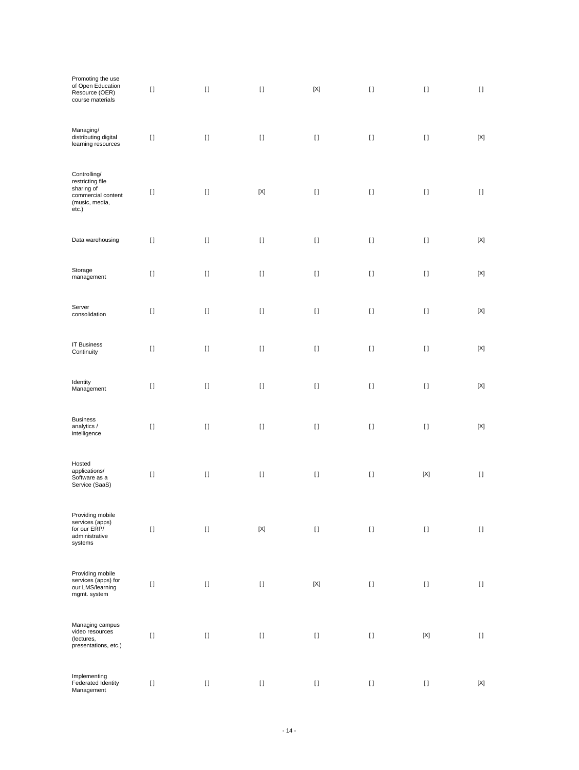| | | | | | | | |
|---|---|---|---|---|---|---|---|
| Promoting the use of Open Education Resource (OER) course materials | [ ] | [ ] | [ ] | [X] | [ ] | [ ] | [ ] |
| Managing/ distributing digital learning resources | [ ] | [ ] | [ ] | [ ] | [ ] | [ ] | [X] |
| Controlling/ restricting file sharing of commercial content (music, media, etc.) | [ ] | [ ] | [X] | [ ] | [ ] | [ ] | [ ] |
| Data warehousing | [ ] | [ ] | [ ] | [ ] | [ ] | [ ] | [X] |
| Storage management | [ ] | [ ] | [ ] | [ ] | [ ] | [ ] | [X] |
| Server consolidation | [ ] | [ ] | [ ] | [ ] | [ ] | [ ] | [X] |
| IT Business Continuity | [ ] | [ ] | [ ] | [ ] | [ ] | [ ] | [X] |
| Identity Management | [ ] | [ ] | [ ] | [ ] | [ ] | [ ] | [X] |
| Business analytics / intelligence | [ ] | [ ] | [ ] | [ ] | [ ] | [ ] | [X] |
| Hosted applications/ Software as a Service (SaaS) | [ ] | [ ] | [ ] | [ ] | [ ] | [X] | [ ] |
| Providing mobile services (apps) for our ERP/ administrative systems | [ ] | [ ] | [X] | [ ] | [ ] | [ ] | [ ] |
| Providing mobile services (apps) for our LMS/learning mgmt. system | [ ] | [ ] | [ ] | [X] | [ ] | [ ] | [ ] |
| Managing campus video resources (lectures, presentations, etc.) | [ ] | [ ] | [ ] | [ ] | [ ] | [X] | [ ] |
| Implementing Federated Identity Management | [ ] | [ ] | [ ] | [ ] | [ ] | [ ] | [X] |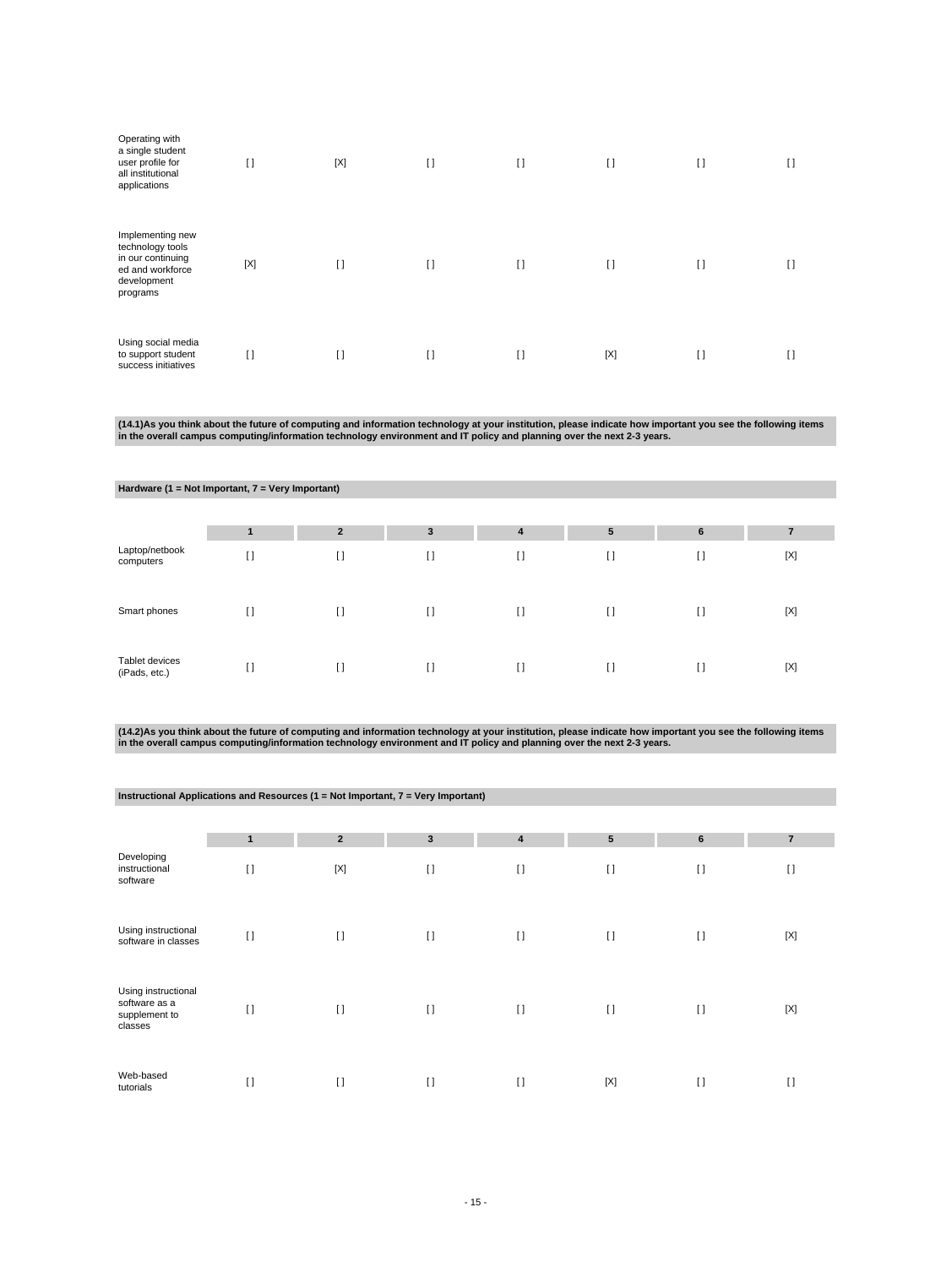| | | | | | | | |
|---|---|---|---|---|---|---|---|
| Operating with a single student user profile for all institutional applications | [] | [X] | [] | [] | [] | [] | [] |
| Implementing new technology tools in our continuing ed and workforce development programs | [X] | [] | [] | [] | [] | [] | [] |
| Using social media to support student success initiatives | [] | [] | [] | [] | [X] | [] | [] |

**(14.1)As you think about the future of computing and information technology at your institution, please indicate how important you see the following items in the overall campus computing/information technology environment and IT policy and planning over the next 2-3 years.**

**Hardware (1 = Not Important, 7 = Very Important)**

| | 1 | 2 | 3 | 4 | 5 | 6 | 7 |
|---|---|---|---|---|---|---|---|
| Laptop/netbook computers | [] | [] | [] | [] | [] | [] | [X] |
| Smart phones | [] | [] | [] | [] | [] | [] | [X] |
| Tablet devices (iPads, etc.) | [] | [] | [] | [] | [] | [] | [X] |

**(14.2)As you think about the future of computing and information technology at your institution, please indicate how important you see the following items in the overall campus computing/information technology environment and IT policy and planning over the next 2-3 years.**

**Instructional Applications and Resources (1 = Not Important, 7 = Very Important)**

| | 1 | 2 | 3 | 4 | 5 | 6 | 7 |
|---|---|---|---|---|---|---|---|
| Developing instructional software | [] | [X] | [] | [] | [] | [] | [] |
| Using instructional software in classes | [] | [] | [] | [] | [] | [] | [X] |
| Using instructional software as a supplement to classes | [] | [] | [] | [] | [] | [] | [X] |
| Web-based tutorials | [] | [] | [] | [] | [X] | [] | [] |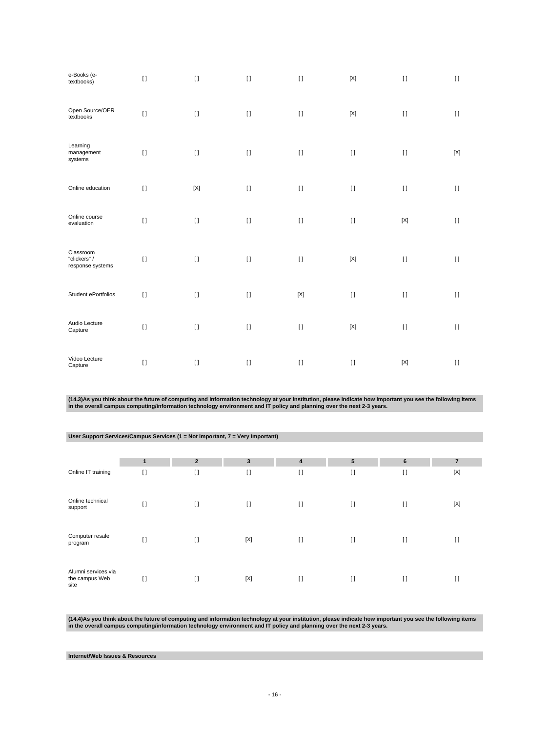| | | | | | | | |
|---|---|---|---|---|---|---|---|
| e-Books (e-textbooks) | [] | [] | [] | [] | [X] | [] | [] |
| Open Source/OER textbooks | [] | [] | [] | [] | [X] | [] | [] |
| Learning management systems | [] | [] | [] | [] | [] | [] | [X] |
| Online education | [] | [X] | [] | [] | [] | [] | [] |
| Online course evaluation | [] | [] | [] | [] | [] | [X] | [] |
| Classroom "clickers" / response systems | [] | [] | [] | [] | [X] | [] | [] |
| Student ePortfolios | [] | [] | [] | [X] | [] | [] | [] |
| Audio Lecture Capture | [] | [] | [] | [] | [X] | [] | [] |
| Video Lecture Capture | [] | [] | [] | [] | [] | [X] | [] |

**(14.3)As you think about the future of computing and information technology at your institution, please indicate how important you see the following items in the overall campus computing/information technology environment and IT policy and planning over the next 2-3 years.**

**User Support Services/Campus Services (1 = Not Important, 7 = Very Important)**

| | 1 | 2 | 3 | 4 | 5 | 6 | 7 |
|---|---|---|---|---|---|---|---|
| Online IT training | [] | [] | [] | [] | [] | [] | [X] |
| Online technical support | [] | [] | [] | [] | [] | [] | [X] |
| Computer resale program | [] | [] | [X] | [] | [] | [] | [] |
| Alumni services via the campus Web site | [] | [] | [X] | [] | [] | [] | [] |

**(14.4)As you think about the future of computing and information technology at your institution, please indicate how important you see the following items in the overall campus computing/information technology environment and IT policy and planning over the next 2-3 years.**

**Internet/Web Issues & Resources**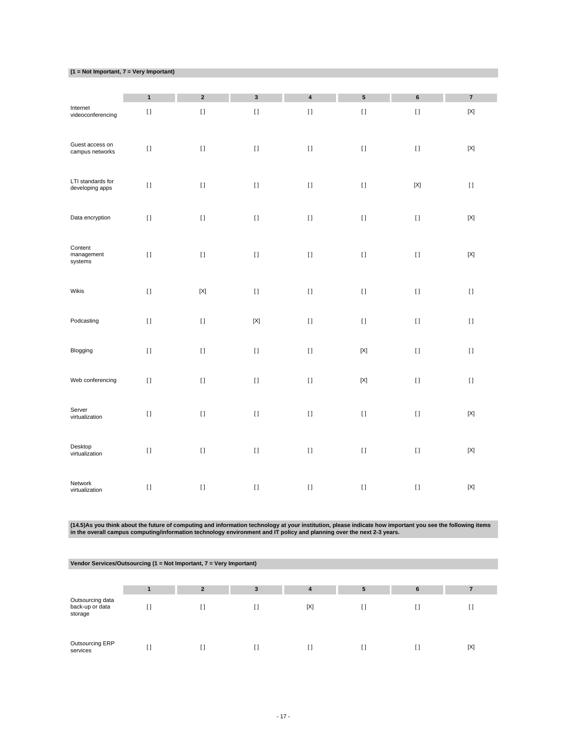**(1 = Not Important, 7 = Very Important)**

| | 1 | 2 | 3 | 4 | 5 | 6 | 7 |
|---|---|---|---|---|---|---|---|
| Internet videoconferencing | [] | [] | [] | [] | [] | [] | [X] |
| Guest access on campus networks | [] | [] | [] | [] | [] | [] | [X] |
| LTI standards for developing apps | [] | [] | [] | [] | [] | [X] | [] |
| Data encryption | [] | [] | [] | [] | [] | [] | [X] |
| Content management systems | [] | [] | [] | [] | [] | [] | [X] |
| Wikis | [] | [X] | [] | [] | [] | [] | [] |
| Podcasting | [] | [] | [X] | [] | [] | [] | [] |
| Blogging | [] | [] | [] | [] | [X] | [] | [] |
| Web conferencing | [] | [] | [] | [] | [X] | [] | [] |
| Server virtualization | [] | [] | [] | [] | [] | [] | [X] |
| Desktop virtualization | [] | [] | [] | [] | [] | [] | [X] |
| Network virtualization | [] | [] | [] | [] | [] | [] | [X] |

**(14.5)As you think about the future of computing and information technology at your institution, please indicate how important you see the following items in the overall campus computing/information technology environment and IT policy and planning over the next 2-3 years.**

**Vendor Services/Outsourcing (1 = Not Important, 7 = Very Important)**

| | 1 | 2 | 3 | 4 | 5 | 6 | 7 |
|---|---|---|---|---|---|---|---|
| Outsourcing data back-up or data storage | [] | [] | [] | [X] | [] | [] | [] |
| Outsourcing ERP services | [] | [] | [] | [] | [] | [] | [X] |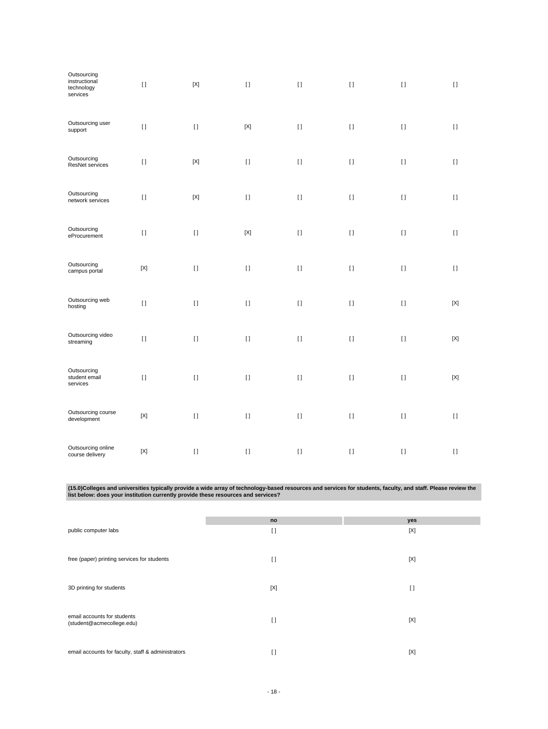| | | | | | | | |
|---|---|---|---|---|---|---|---|
| Outsourcing instructional technology services | [ ] | [X] | [ ] | [ ] | [ ] | [ ] | [ ] |
| Outsourcing user support | [ ] | [ ] | [X] | [ ] | [ ] | [ ] | [ ] |
| Outsourcing ResNet services | [ ] | [X] | [ ] | [ ] | [ ] | [ ] | [ ] |
| Outsourcing network services | [ ] | [X] | [ ] | [ ] | [ ] | [ ] | [ ] |
| Outsourcing eProcurement | [ ] | [ ] | [X] | [ ] | [ ] | [ ] | [ ] |
| Outsourcing campus portal | [X] | [ ] | [ ] | [ ] | [ ] | [ ] | [ ] |
| Outsourcing web hosting | [ ] | [ ] | [ ] | [ ] | [ ] | [ ] | [X] |
| Outsourcing video streaming | [ ] | [ ] | [ ] | [ ] | [ ] | [ ] | [X] |
| Outsourcing student email services | [ ] | [ ] | [ ] | [ ] | [ ] | [ ] | [X] |
| Outsourcing course development | [X] | [ ] | [ ] | [ ] | [ ] | [ ] | [ ] |
| Outsourcing online course delivery | [X] | [ ] | [ ] | [ ] | [ ] | [ ] | [ ] |

**(15.0)Colleges and universities typically provide a wide array of technology-based resources and services for students, faculty, and staff. Please review the list below: does your institution currently provide these resources and services?**

| | no | yes |
|---|---|---|
| public computer labs | [ ] | [X] |
| free (paper) printing services for students | [ ] | [X] |
| 3D printing for students | [X] | [ ] |
| email accounts for students (student@acmecollege.edu) | [ ] | [X] |
| email accounts for faculty, staff & administrators | [ ] | [X] |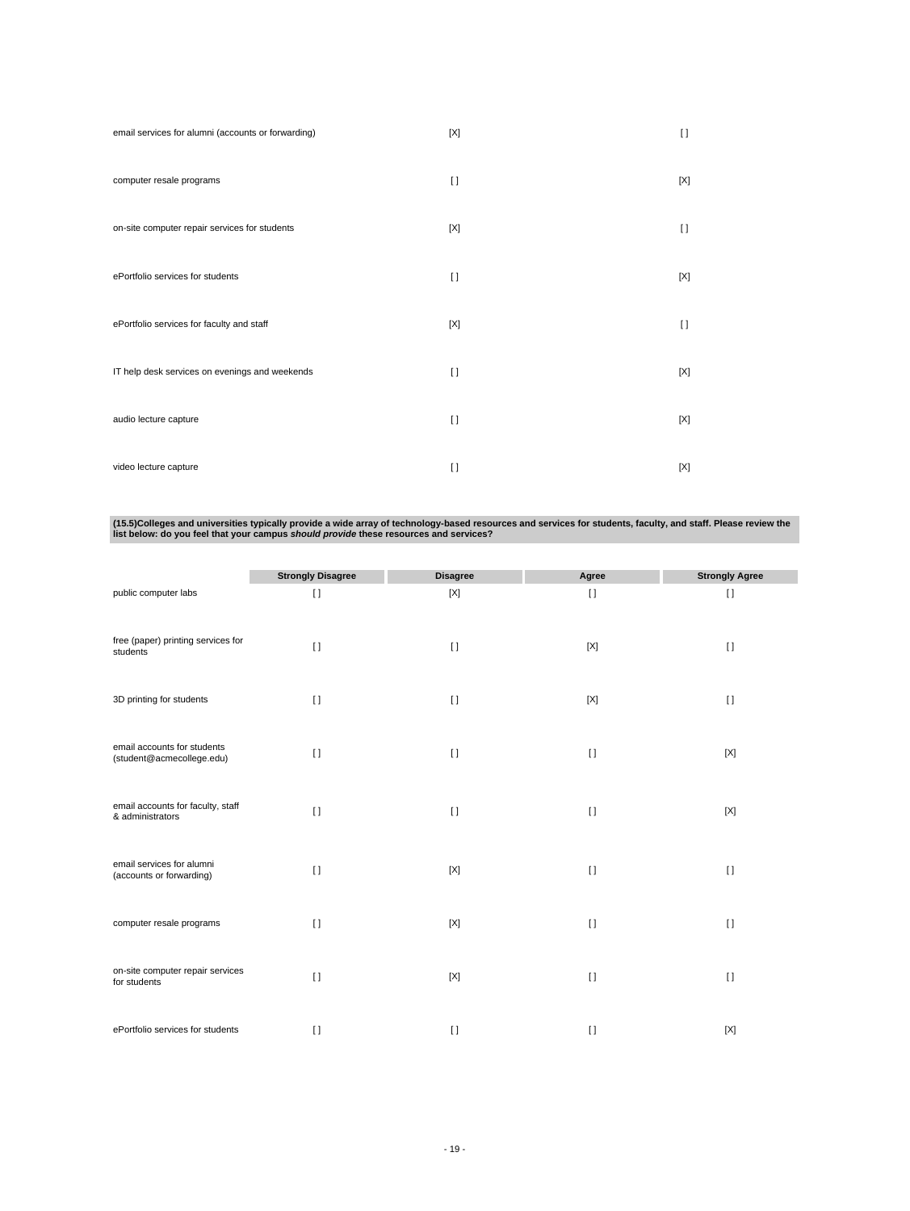| | | |
|---|---|---|
| email services for alumni (accounts or forwarding) | [X] | [ ] |
| computer resale programs | [ ] | [X] |
| on-site computer repair services for students | [X] | [ ] |
| ePortfolio services for students | [ ] | [X] |
| ePortfolio services for faculty and staff | [X] | [ ] |
| IT help desk services on evenings and weekends | [ ] | [X] |
| audio lecture capture | [ ] | [X] |
| video lecture capture | [ ] | [X] |

**(15.5)Colleges and universities typically provide a wide array of technology-based resources and services for students, faculty, and staff. Please review the list below: do you feel that your campus *should provide* these resources and services?**

| | Strongly Disagree | Disagree | Agree | Strongly Agree |
|---|---|---|---|---|
| public computer labs | [ ] | [X] | [ ] | [ ] |
| free (paper) printing services for students | [ ] | [ ] | [X] | [ ] |
| 3D printing for students | [ ] | [ ] | [X] | [ ] |
| email accounts for students (student@acmecollege.edu) | [ ] | [ ] | [ ] | [X] |
| email accounts for faculty, staff & administrators | [ ] | [ ] | [ ] | [X] |
| email services for alumni (accounts or forwarding) | [ ] | [X] | [ ] | [ ] |
| computer resale programs | [ ] | [X] | [ ] | [ ] |
| on-site computer repair services for students | [ ] | [X] | [ ] | [ ] |
| ePortfolio services for students | [ ] | [ ] | [ ] | [X] |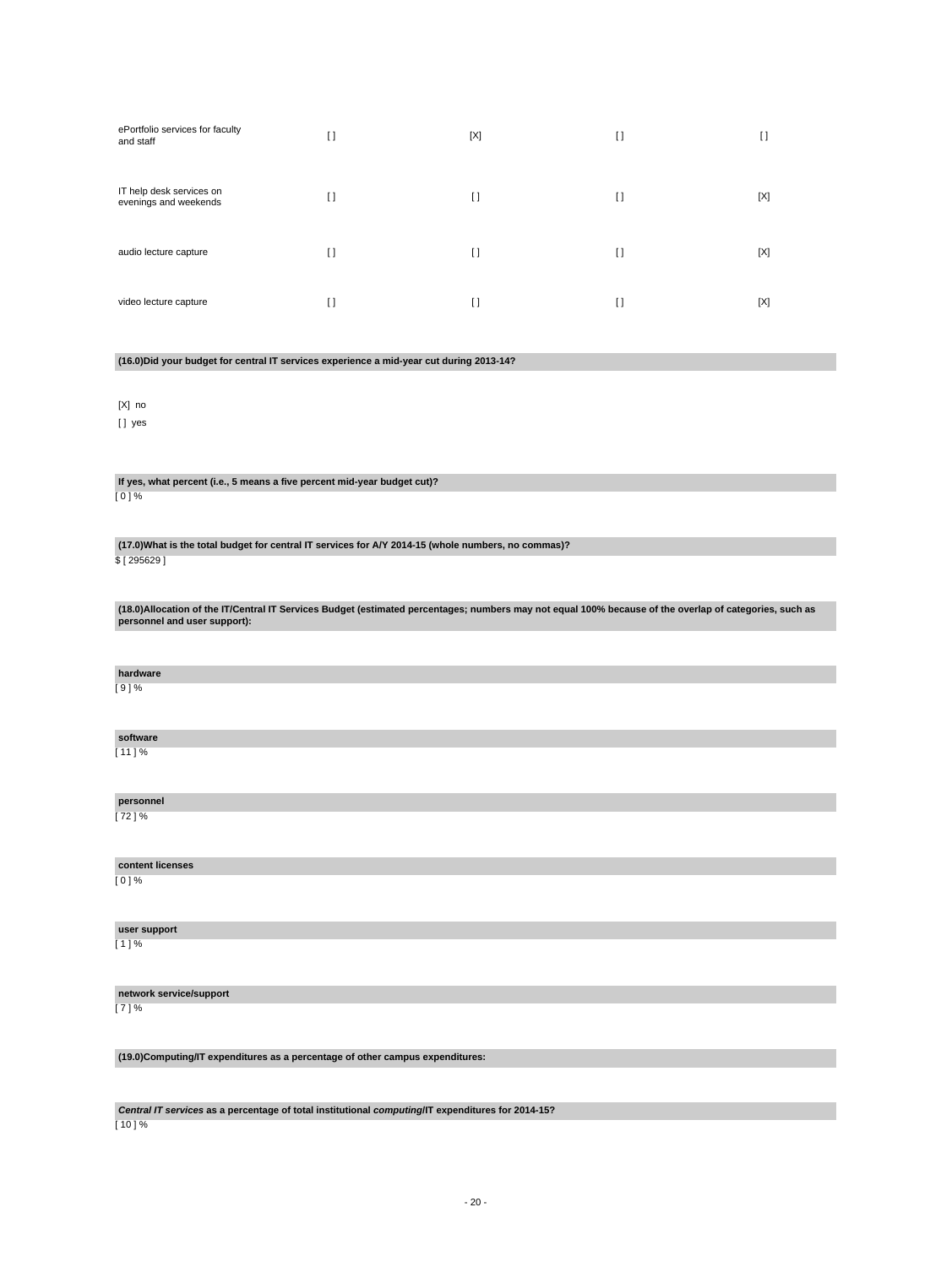| | | | | |
|---|---|---|---|---|
| ePortfolio services for faculty and staff | [ ] | [X] | [ ] | [ ] |
| IT help desk services on evenings and weekends | [ ] | [ ] | [ ] | [X] |
| audio lecture capture | [ ] | [ ] | [ ] | [X] |
| video lecture capture | [ ] | [ ] | [ ] | [X] |

**(16.0)Did your budget for central IT services experience a mid-year cut during 2013-14?**

[X] no

[ ] yes

**If yes, what percent (i.e., 5 means a five percent mid-year budget cut)?**

[ 0 ] %

**(17.0)What is the total budget for central IT services for A/Y 2014-15 (whole numbers, no commas)?**

$ [ 295629 ]

**(18.0)Allocation of the IT/Central IT Services Budget (estimated percentages; numbers may not equal 100% because of the overlap of categories, such as personnel and user support):**

**hardware**

[ 9 ] %

**software**

[ 11 ] %

**personnel**

[ 72 ] %

**content licenses**

[ 0 ] %

**user support**

[ 1 ] %

**network service/support**

[ 7 ] %

**(19.0)Computing/IT expenditures as a percentage of other campus expenditures:**

***Central IT services* as a percentage of total institutional *computing*/IT expenditures for 2014-15?**

[ 10 ] %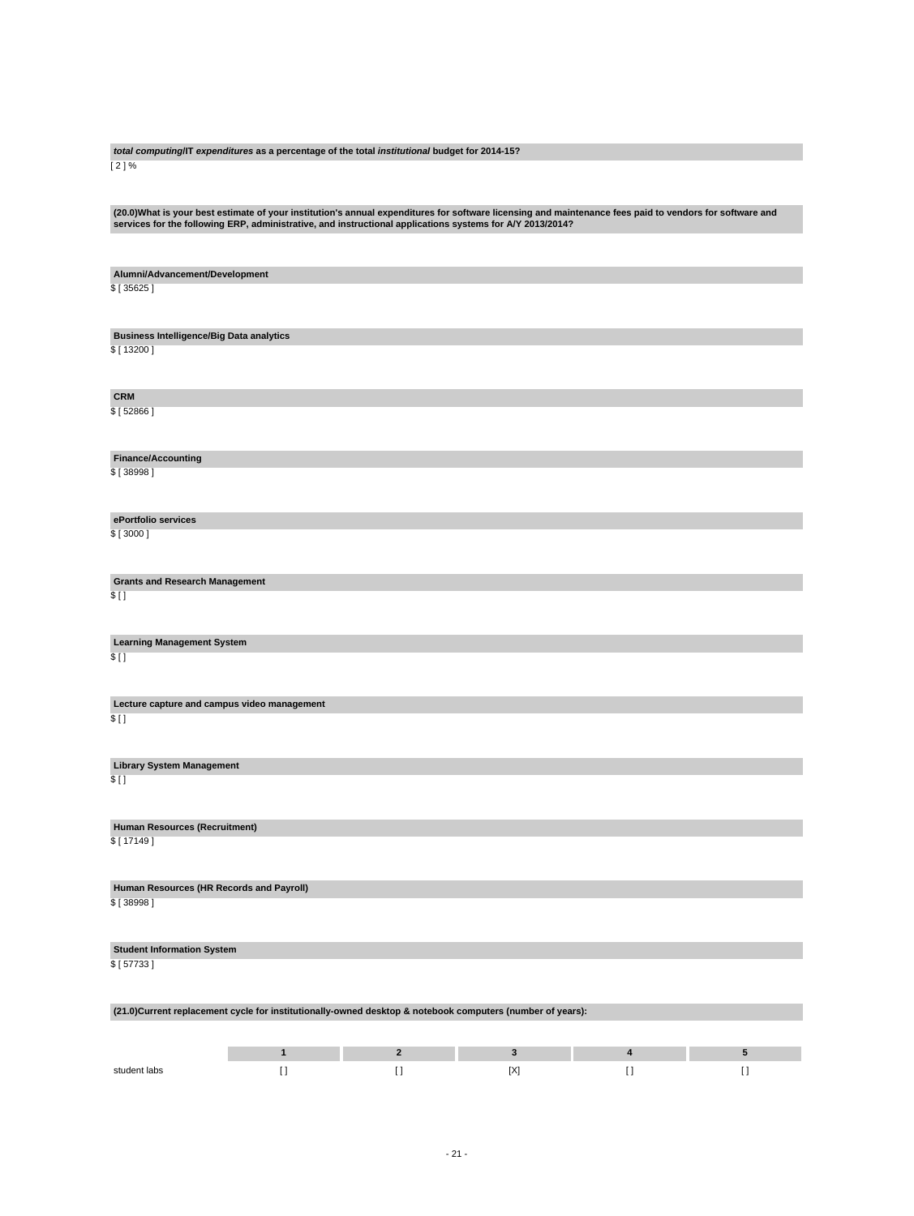***total computing*/IT *expenditures* as a percentage of the total *institutional* budget for 2014-15?**

[ 2 ] %

**(20.0)What is your best estimate of your institution's annual expenditures for software licensing and maintenance fees paid to vendors for software and services for the following ERP, administrative, and instructional applications systems for A/Y 2013/2014?**

**Alumni/Advancement/Development**

$ [ 35625 ]

**Business Intelligence/Big Data analytics**

$ [ 13200 ]

**CRM**

$ [ 52866 ]

**Finance/Accounting**

$ [ 38998 ]

**ePortfolio services**

$ [ 3000 ]

**Grants and Research Management**

$ [ ]

**Learning Management System**

$ [ ]

**Lecture capture and campus video management**

$ [ ]

**Library System Management**

$ [ ]

**Human Resources (Recruitment)**

$ [ 17149 ]

**Human Resources (HR Records and Payroll)**

$ [ 38998 ]

**Student Information System**

$ [ 57733 ]

**(21.0)Current replacement cycle for institutionally-owned desktop & notebook computers (number of years):**

| | 1 | 2 | 3 | 4 | 5 |
|---|---|---|---|---|---|
| student labs | [ ] | [ ] | [X] | [ ] | [ ] |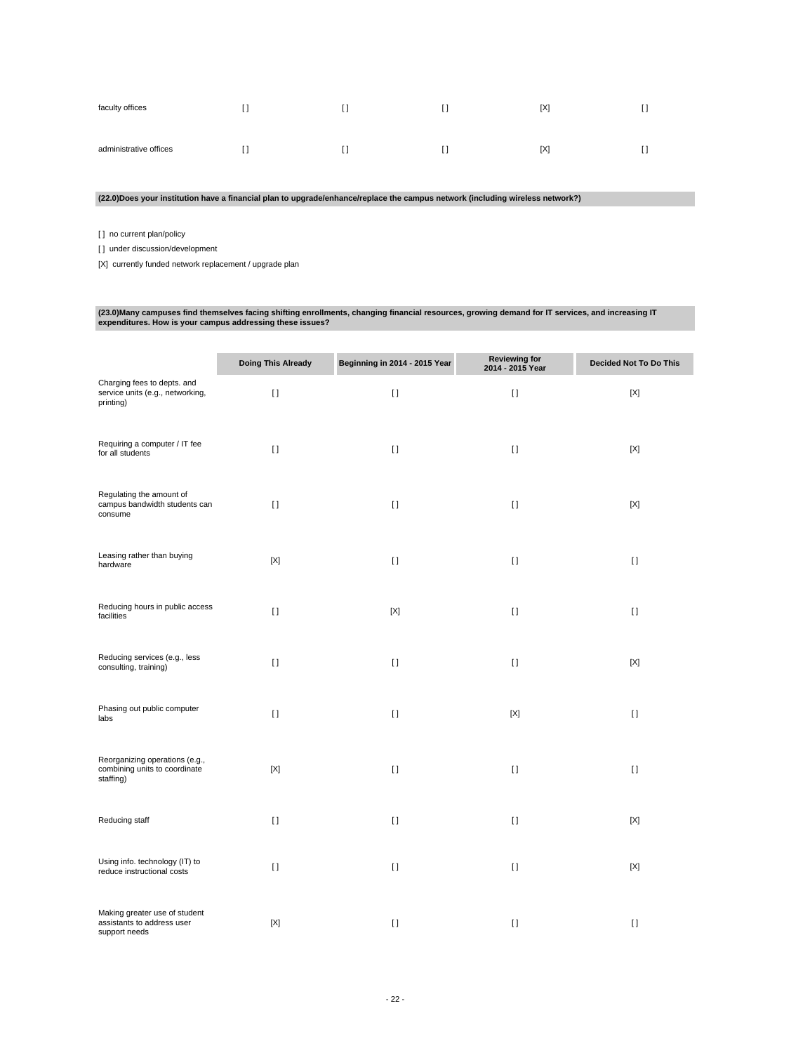| | | | | | |
|---|---|---|---|---|---|
| faculty offices | [] | [] | [] | [X] | [] |
| administrative offices | [] | [] | [] | [X] | [] |

**(22.0)Does your institution have a financial plan to upgrade/enhance/replace the campus network (including wireless network?)**

[ ] no current plan/policy

[ ] under discussion/development

[X] currently funded network replacement / upgrade plan

**(23.0)Many campuses find themselves facing shifting enrollments, changing financial resources, growing demand for IT services, and increasing IT expenditures. How is your campus addressing these issues?**

| | Doing This Already | Beginning in 2014 - 2015 Year | Reviewing for 2014 - 2015 Year | Decided Not To Do This |
|---|---|---|---|---|
| Charging fees to depts. and service units (e.g., networking, printing) | [] | [] | [] | [X] |
| Requiring a computer / IT fee for all students | [] | [] | [] | [X] |
| Regulating the amount of campus bandwidth students can consume | [] | [] | [] | [X] |
| Leasing rather than buying hardware | [X] | [] | [] | [] |
| Reducing hours in public access facilities | [] | [X] | [] | [] |
| Reducing services (e.g., less consulting, training) | [] | [] | [] | [X] |
| Phasing out public computer labs | [] | [] | [X] | [] |
| Reorganizing operations (e.g., combining units to coordinate staffing) | [X] | [] | [] | [] |
| Reducing staff | [] | [] | [] | [X] |
| Using info. technology (IT) to reduce instructional costs | [] | [] | [] | [X] |
| Making greater use of student assistants to address user support needs | [X] | [] | [] | [] |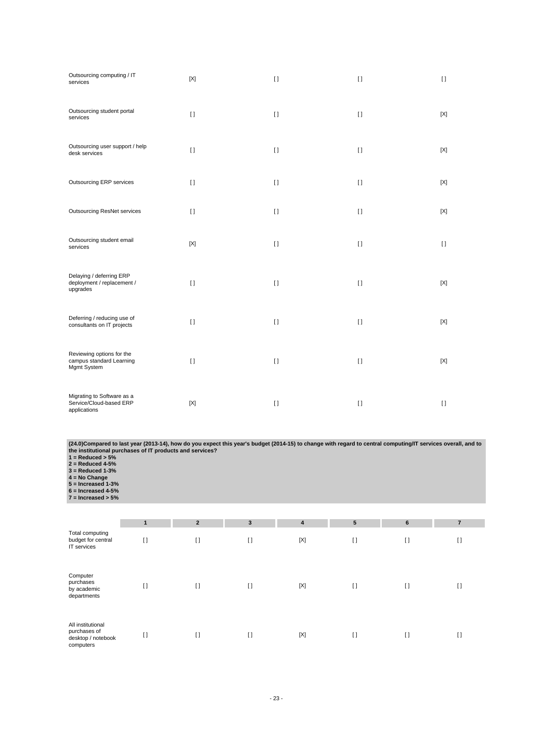| | | | | |
|---|---|---|---|---|
| Outsourcing computing / IT services | [X] | [ ] | [ ] | [ ] |
| Outsourcing student portal services | [ ] | [ ] | [ ] | [X] |
| Outsourcing user support / help desk services | [ ] | [ ] | [ ] | [X] |
| Outsourcing ERP services | [ ] | [ ] | [ ] | [X] |
| Outsourcing ResNet services | [ ] | [ ] | [ ] | [X] |
| Outsourcing student email services | [X] | [ ] | [ ] | [ ] |
| Delaying / deferring ERP deployment / replacement / upgrades | [ ] | [ ] | [ ] | [X] |
| Deferring / reducing use of consultants on IT projects | [ ] | [ ] | [ ] | [X] |
| Reviewing options for the campus standard Learning Mgmt System | [ ] | [ ] | [ ] | [X] |
| Migrating to Software as a Service/Cloud-based ERP applications | [X] | [ ] | [ ] | [ ] |

**(24.0)Compared to last year (2013-14), how do you expect this year's budget (2014-15) to change with regard to central computing/IT services overall, and to the institutional purchases of IT products and services?**
**1 = Reduced > 5%**
**2 = Reduced 4-5%**
**3 = Reduced 1-3%**
**4 = No Change**
**5 = Increased 1-3%**
**6 = Increased 4-5%**
**7 = Increased > 5%**

| | 1 | 2 | 3 | 4 | 5 | 6 | 7 |
|---|---|---|---|---|---|---|---|
| Total computing budget for central IT services | [ ] | [ ] | [ ] | [X] | [ ] | [ ] | [ ] |
| Computer purchases by academic departments | [ ] | [ ] | [ ] | [X] | [ ] | [ ] | [ ] |
| All institutional purchases of desktop / notebook computers | [ ] | [ ] | [ ] | [X] | [ ] | [ ] | [ ] |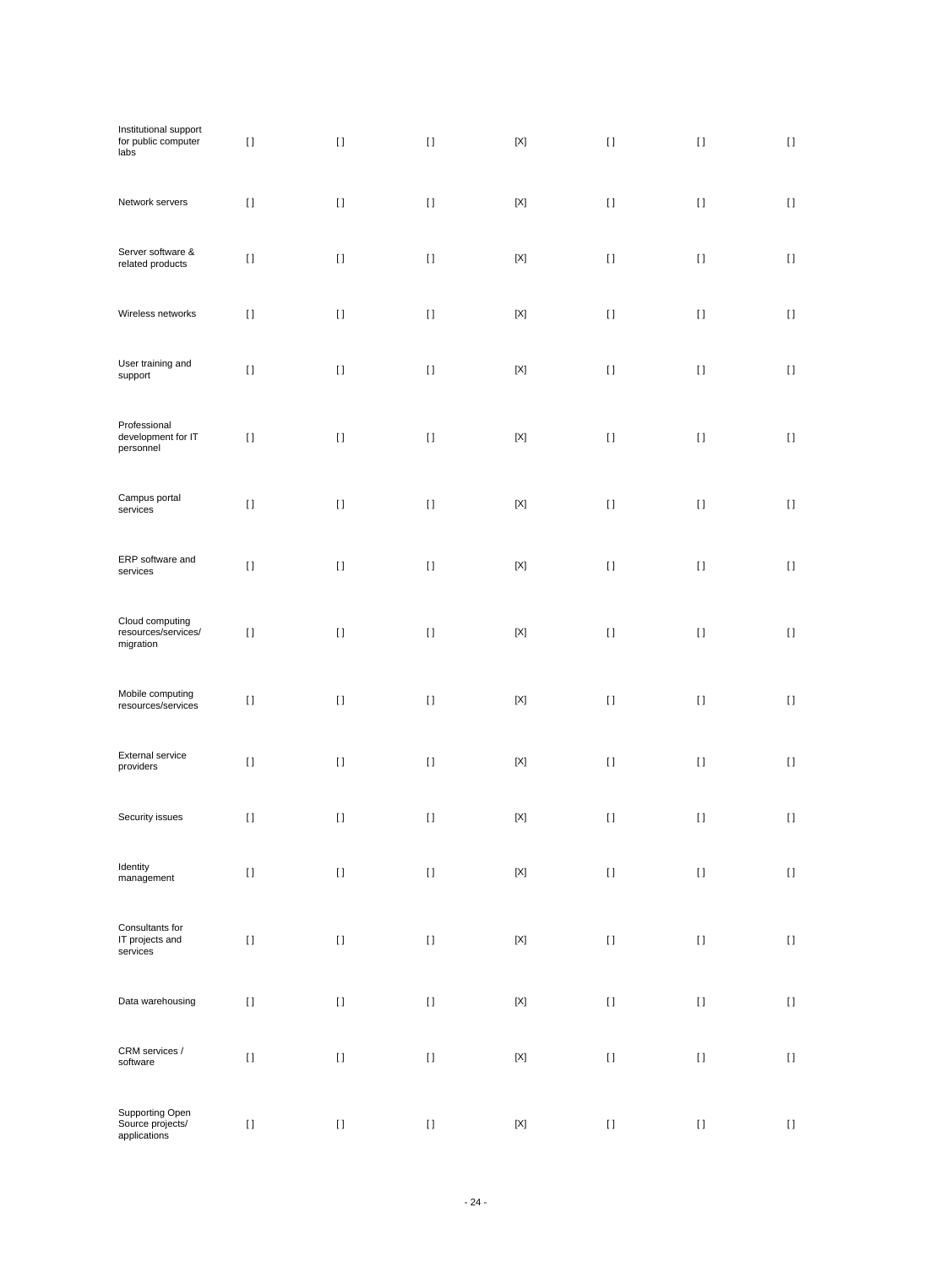| | | | | | | | |
|---|---|---|---|---|---|---|---|
| Institutional support for public computer labs | [] | [] | [] | [X] | [] | [] | [] |
| Network servers | [] | [] | [] | [X] | [] | [] | [] |
| Server software & related products | [] | [] | [] | [X] | [] | [] | [] |
| Wireless networks | [] | [] | [] | [X] | [] | [] | [] |
| User training and support | [] | [] | [] | [X] | [] | [] | [] |
| Professional development for IT personnel | [] | [] | [] | [X] | [] | [] | [] |
| Campus portal services | [] | [] | [] | [X] | [] | [] | [] |
| ERP software and services | [] | [] | [] | [X] | [] | [] | [] |
| Cloud computing resources/services/ migration | [] | [] | [] | [X] | [] | [] | [] |
| Mobile computing resources/services | [] | [] | [] | [X] | [] | [] | [] |
| External service providers | [] | [] | [] | [X] | [] | [] | [] |
| Security issues | [] | [] | [] | [X] | [] | [] | [] |
| Identity management | [] | [] | [] | [X] | [] | [] | [] |
| Consultants for IT projects and services | [] | [] | [] | [X] | [] | [] | [] |
| Data warehousing | [] | [] | [] | [X] | [] | [] | [] |
| CRM services / software | [] | [] | [] | [X] | [] | [] | [] |
| Supporting Open Source projects/ applications | [] | [] | [] | [X] | [] | [] | [] |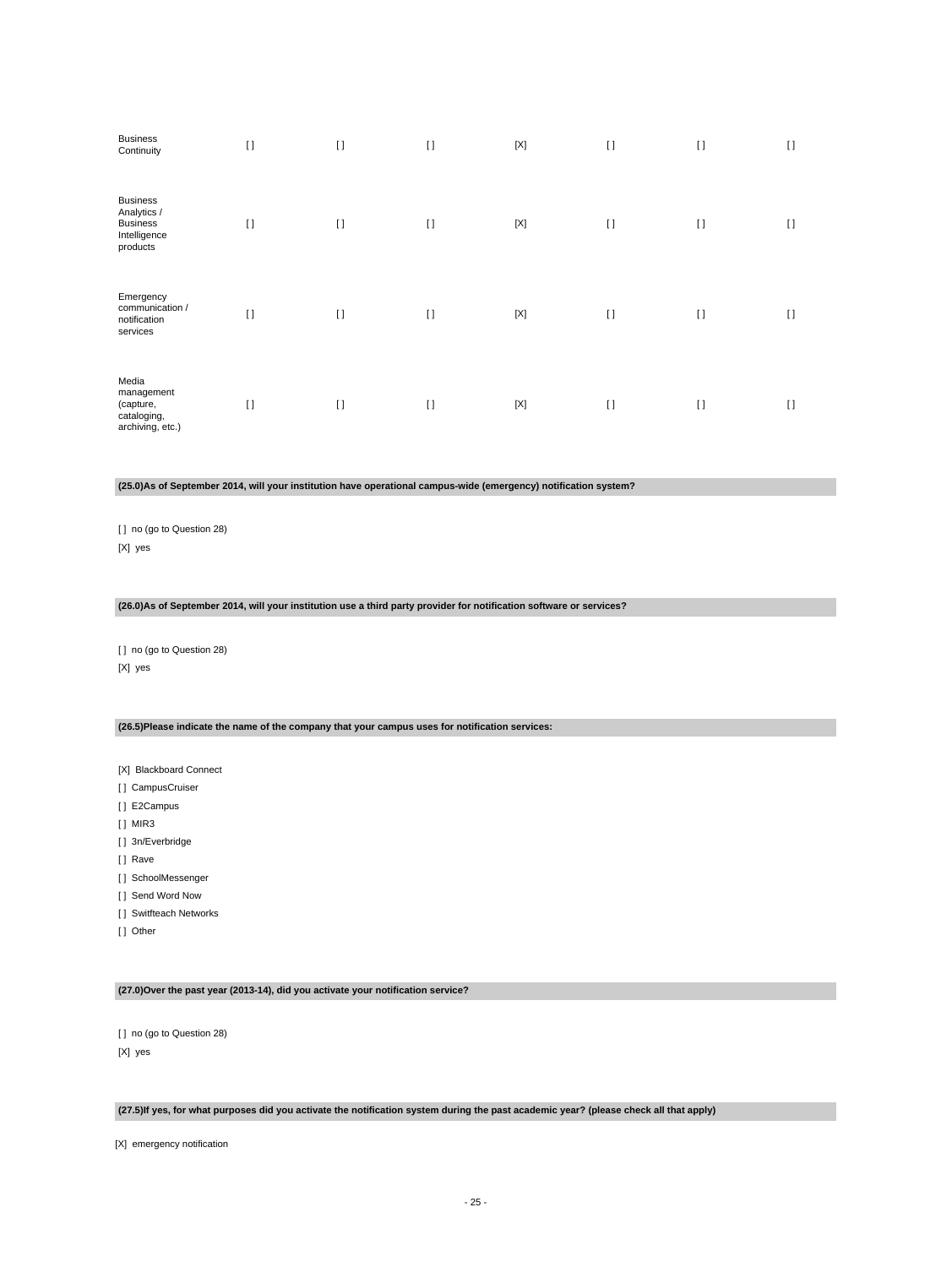| | | | | | | | |
|---|---|---|---|---|---|---|---|
| Business Continuity | [ ] | [ ] | [ ] | [X] | [ ] | [ ] | [ ] |
| Business Analytics / Business Intelligence products | [ ] | [ ] | [ ] | [X] | [ ] | [ ] | [ ] |
| Emergency communication / notification services | [ ] | [ ] | [ ] | [X] | [ ] | [ ] | [ ] |
| Media management (capture, cataloging, archiving, etc.) | [ ] | [ ] | [ ] | [X] | [ ] | [ ] | [ ] |

**(25.0)As of September 2014, will your institution have operational campus-wide (emergency) notification system?**

[ ] no (go to Question 28)

[X] yes

**(26.0)As of September 2014, will your institution use a third party provider for notification software or services?**

[ ] no (go to Question 28)

[X] yes

**(26.5)Please indicate the name of the company that your campus uses for notification services:**

[X] Blackboard Connect

[ ] CampusCruiser

[ ] E2Campus

[ ] MIR3

[ ] 3n/Everbridge

[ ] Rave

[ ] SchoolMessenger

[ ] Send Word Now

[ ] Switfteach Networks

[ ] Other

**(27.0)Over the past year (2013-14), did you activate your notification service?**

[ ] no (go to Question 28)

[X] yes

**(27.5)If yes, for what purposes did you activate the notification system during the past academic year? (please check all that apply)**

[X] emergency notification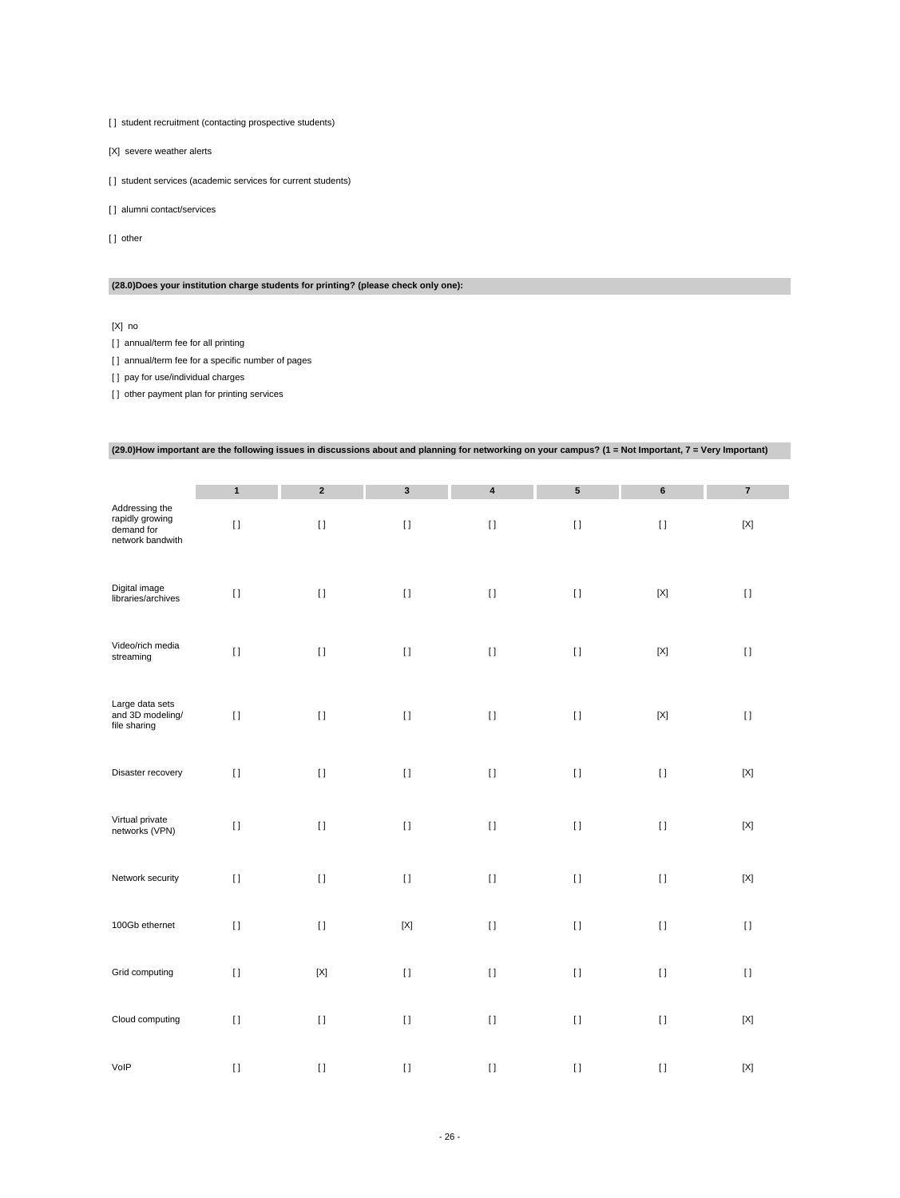[ ]  student recruitment (contacting prospective students)

[X]  severe weather alerts

[ ]  student services (academic services for current students)

[ ]  alumni contact/services

[ ]  other

**(28.0)Does your institution charge students for printing? (please check only one):**

[X]  no

[ ]  annual/term fee for all printing

[ ]  annual/term fee for a specific number of pages

[ ]  pay for use/individual charges

[ ]  other payment plan for printing services

**(29.0)How important are the following issues in discussions about and planning for networking on your campus? (1 = Not Important, 7 = Very Important)**

| | 1 | 2 | 3 | 4 | 5 | 6 | 7 |
|---|---|---|---|---|---|---|---|
| Addressing the rapidly growing demand for network bandwith | [ ] | [ ] | [ ] | [ ] | [ ] | [ ] | [X] |
| Digital image libraries/archives | [ ] | [ ] | [ ] | [ ] | [ ] | [X] | [ ] |
| Video/rich media streaming | [ ] | [ ] | [ ] | [ ] | [ ] | [X] | [ ] |
| Large data sets and 3D modeling/ file sharing | [ ] | [ ] | [ ] | [ ] | [ ] | [X] | [ ] |
| Disaster recovery | [ ] | [ ] | [ ] | [ ] | [ ] | [ ] | [X] |
| Virtual private networks (VPN) | [ ] | [ ] | [ ] | [ ] | [ ] | [ ] | [X] |
| Network security | [ ] | [ ] | [ ] | [ ] | [ ] | [ ] | [X] |
| 100Gb ethernet | [ ] | [ ] | [X] | [ ] | [ ] | [ ] | [ ] |
| Grid computing | [ ] | [X] | [ ] | [ ] | [ ] | [ ] | [ ] |
| Cloud computing | [ ] | [ ] | [ ] | [ ] | [ ] | [ ] | [X] |
| VoIP | [ ] | [ ] | [ ] | [ ] | [ ] | [ ] | [X] |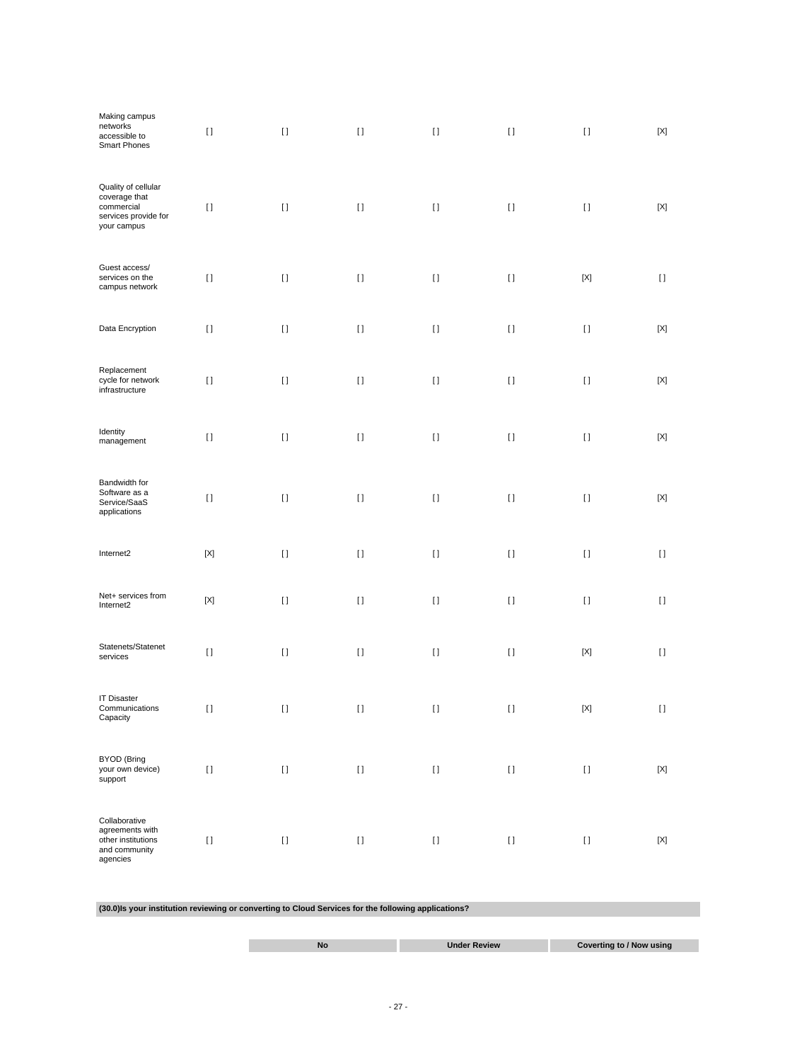| | | | | | | | |
|---|---|---|---|---|---|---|---|
| Making campus networks accessible to Smart Phones | [] | [] | [] | [] | [] | [] | [X] |
| Quality of cellular coverage that commercial services provide for your campus | [] | [] | [] | [] | [] | [] | [X] |
| Guest access/ services on the campus network | [] | [] | [] | [] | [] | [X] | [] |
| Data Encryption | [] | [] | [] | [] | [] | [] | [X] |
| Replacement cycle for network infrastructure | [] | [] | [] | [] | [] | [] | [X] |
| Identity management | [] | [] | [] | [] | [] | [] | [X] |
| Bandwidth for Software as a Service/SaaS applications | [] | [] | [] | [] | [] | [] | [X] |
| Internet2 | [X] | [] | [] | [] | [] | [] | [] |
| Net+ services from Internet2 | [X] | [] | [] | [] | [] | [] | [] |
| Statenets/Statenet services | [] | [] | [] | [] | [] | [X] | [] |
| IT Disaster Communications Capacity | [] | [] | [] | [] | [] | [X] | [] |
| BYOD (Bring your own device) support | [] | [] | [] | [] | [] | [] | [X] |
| Collaborative agreements with other institutions and community agencies | [] | [] | [] | [] | [] | [] | [X] |

**(30.0)Is your institution reviewing or converting to Cloud Services for the following applications?**

| | No | Under Review | Coverting to / Now using |
|---|---|---|---|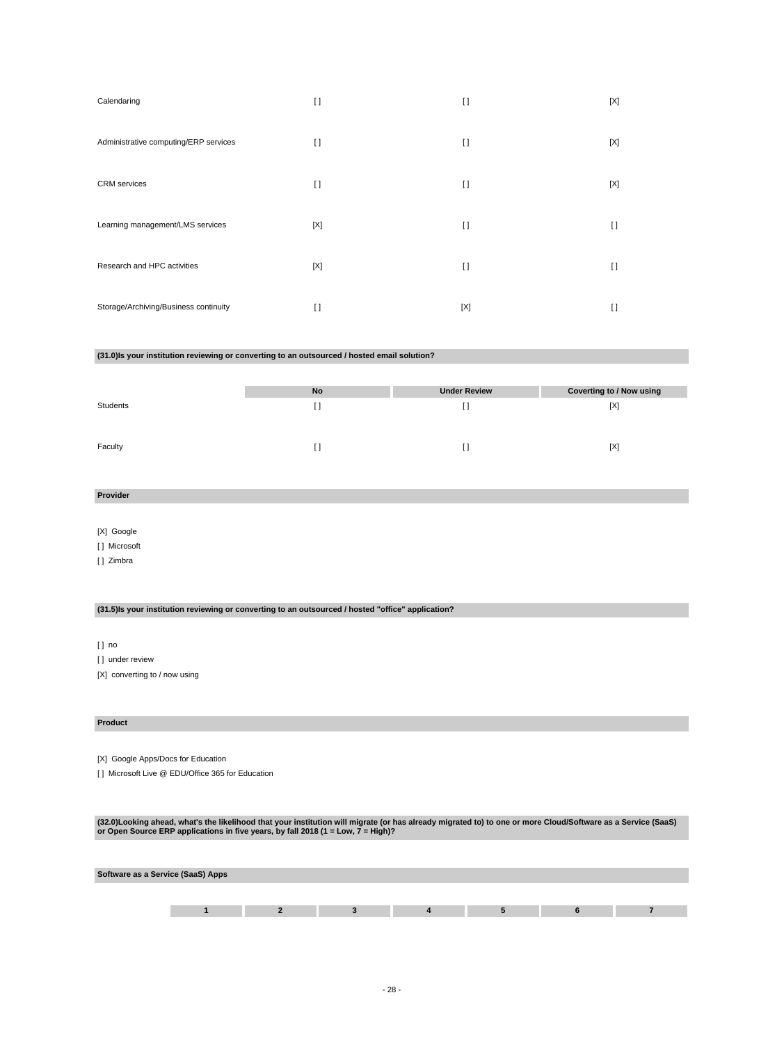| | | | |
|---|---|---|---|
| Calendaring | [ ] | [ ] | [X] |
| Administrative computing/ERP services | [ ] | [ ] | [X] |
| CRM services | [ ] | [ ] | [X] |
| Learning management/LMS services | [X] | [ ] | [ ] |
| Research and HPC activities | [X] | [ ] | [ ] |
| Storage/Archiving/Business continuity | [ ] | [X] | [ ] |

**(31.0)Is your institution reviewing or converting to an outsourced / hosted email solution?**

| | No | Under Review | Coverting to / Now using |
|---|---|---|---|
| Students | [ ] | [ ] | [X] |
| Faculty | [ ] | [ ] | [X] |

**Provider**

[X] Google
[ ] Microsoft
[ ] Zimbra

**(31.5)Is your institution reviewing or converting to an outsourced / hosted "office" application?**

[ ] no
[ ] under review
[X] converting to / now using

**Product**

[X] Google Apps/Docs for Education
[ ] Microsoft Live @ EDU/Office 365 for Education

**(32.0)Looking ahead, what's the likelihood that your institution will migrate (or has already migrated to) to one or more Cloud/Software as a Service (SaaS) or Open Source ERP applications in five years, by fall 2018 (1 = Low, 7 = High)?**

**Software as a Service (SaaS) Apps**

| 1 | 2 | 3 | 4 | 5 | 6 | 7 |
|---|---|---|---|---|---|---|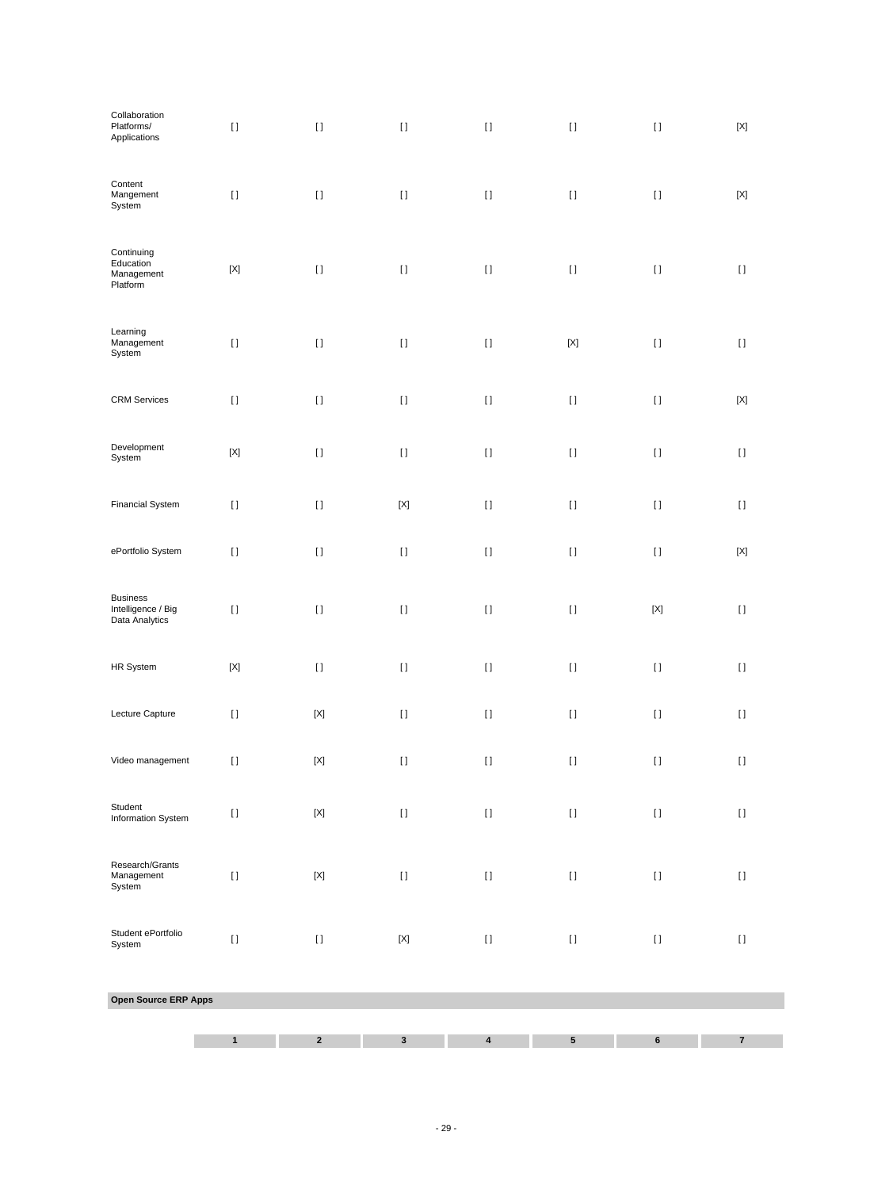| | | | | | | | |
|---|---|---|---|---|---|---|---|
| Collaboration Platforms/ Applications | [ ] | [ ] | [ ] | [ ] | [ ] | [ ] | [X] |
| Content Mangement System | [ ] | [ ] | [ ] | [ ] | [ ] | [ ] | [X] |
| Continuing Education Management Platform | [X] | [ ] | [ ] | [ ] | [ ] | [ ] | [ ] |
| Learning Management System | [ ] | [ ] | [ ] | [ ] | [X] | [ ] | [ ] |
| CRM Services | [ ] | [ ] | [ ] | [ ] | [ ] | [ ] | [X] |
| Development System | [X] | [ ] | [ ] | [ ] | [ ] | [ ] | [ ] |
| Financial System | [ ] | [ ] | [X] | [ ] | [ ] | [ ] | [ ] |
| ePortfolio System | [ ] | [ ] | [ ] | [ ] | [ ] | [ ] | [X] |
| Business Intelligence / Big Data Analytics | [ ] | [ ] | [ ] | [ ] | [ ] | [X] | [ ] |
| HR System | [X] | [ ] | [ ] | [ ] | [ ] | [ ] | [ ] |
| Lecture Capture | [ ] | [X] | [ ] | [ ] | [ ] | [ ] | [ ] |
| Video management | [ ] | [X] | [ ] | [ ] | [ ] | [ ] | [ ] |
| Student Information System | [ ] | [X] | [ ] | [ ] | [ ] | [ ] | [ ] |
| Research/Grants Management System | [ ] | [X] | [ ] | [ ] | [ ] | [ ] | [ ] |
| Student ePortfolio System | [ ] | [ ] | [X] | [ ] | [ ] | [ ] | [ ] |

**Open Source ERP Apps**

| | 1 | 2 | 3 | 4 | 5 | 6 | 7 |
|---|---|---|---|---|---|---|---|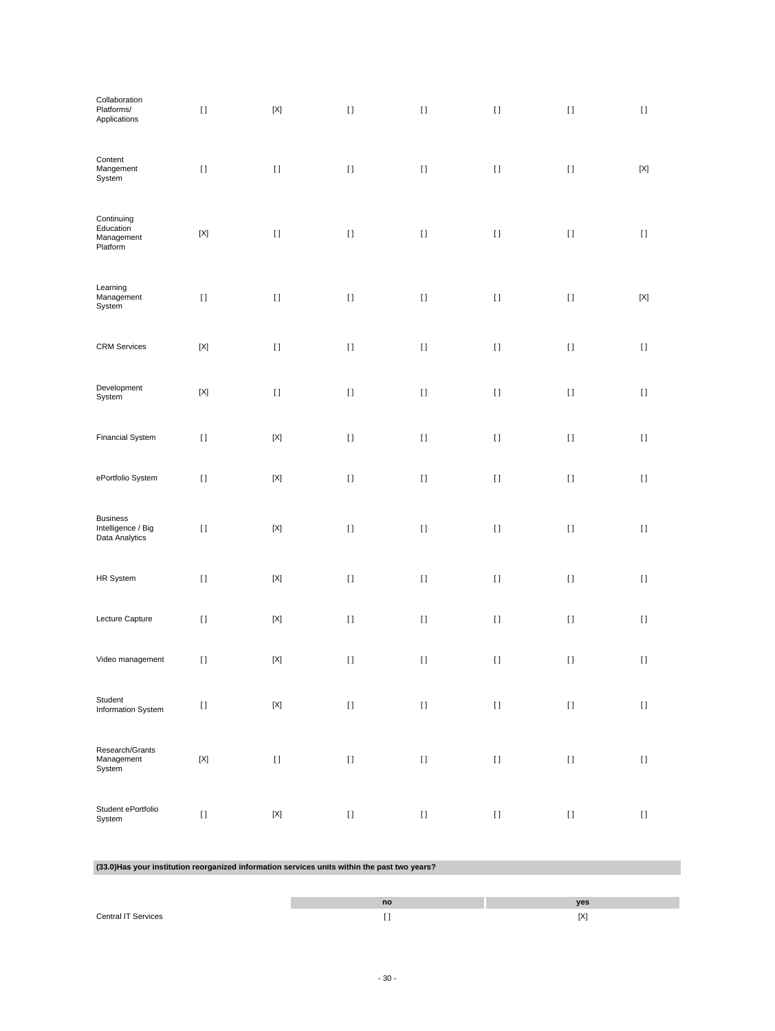| | | | | | | | |
|---|---|---|---|---|---|---|---|
| Collaboration Platforms/ Applications | [ ] | [X] | [ ] | [ ] | [ ] | [ ] | [ ] |
| Content Mangement System | [ ] | [ ] | [ ] | [ ] | [ ] | [ ] | [X] |
| Continuing Education Management Platform | [X] | [ ] | [ ] | [ ] | [ ] | [ ] | [ ] |
| Learning Management System | [ ] | [ ] | [ ] | [ ] | [ ] | [ ] | [X] |
| CRM Services | [X] | [ ] | [ ] | [ ] | [ ] | [ ] | [ ] |
| Development System | [X] | [ ] | [ ] | [ ] | [ ] | [ ] | [ ] |
| Financial System | [ ] | [X] | [ ] | [ ] | [ ] | [ ] | [ ] |
| ePortfolio System | [ ] | [X] | [ ] | [ ] | [ ] | [ ] | [ ] |
| Business Intelligence / Big Data Analytics | [ ] | [X] | [ ] | [ ] | [ ] | [ ] | [ ] |
| HR System | [ ] | [X] | [ ] | [ ] | [ ] | [ ] | [ ] |
| Lecture Capture | [ ] | [X] | [ ] | [ ] | [ ] | [ ] | [ ] |
| Video management | [ ] | [X] | [ ] | [ ] | [ ] | [ ] | [ ] |
| Student Information System | [ ] | [X] | [ ] | [ ] | [ ] | [ ] | [ ] |
| Research/Grants Management System | [X] | [ ] | [ ] | [ ] | [ ] | [ ] | [ ] |
| Student ePortfolio System | [ ] | [X] | [ ] | [ ] | [ ] | [ ] | [ ] |

**(33.0)Has your institution reorganized information services units within the past two years?**

| | no | yes |
|---|---|---|
| Central IT Services | [ ] | [X] |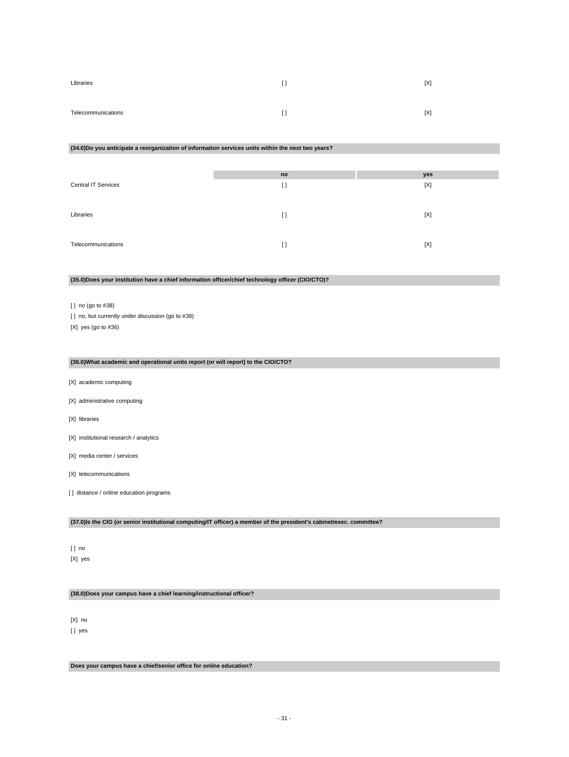| | | |
|---|---|---|
| Libraries | [ ] | [X] |
| Telecommunications | [ ] | [X] |

**(34.0)Do you anticipate a reorganization of information services units within the next two years?**

| | no | yes |
|---|---|---|
| Central IT Services | [ ] | [X] |
| Libraries | [ ] | [X] |
| Telecommunications | [ ] | [X] |

**(35.0)Does your institution have a chief information officer/chief technology officer (CIO/CTO)?**

[ ] no (go to #38)

[ ] no, but currently under discussion (go to #38)

[X] yes (go to #36)

**(36.0)What academic and operational units report (or will report) to the CIO/CTO?**

[X] academic computing

[X] administrative computing

[X] libraries

[X] institutional research / analytics

[X] media center / services

[X] telecommunications

[ ] distance / online education programs

**(37.0)Is the CIO (or senior institutional computing/IT officer) a member of the president's cabinet/exec. committee?**

[ ] no

[X] yes

**(38.0)Does your campus have a chief learning/instructional officer?**

[X] no

[ ] yes

**Does your campus have a chief/senior office for online education?**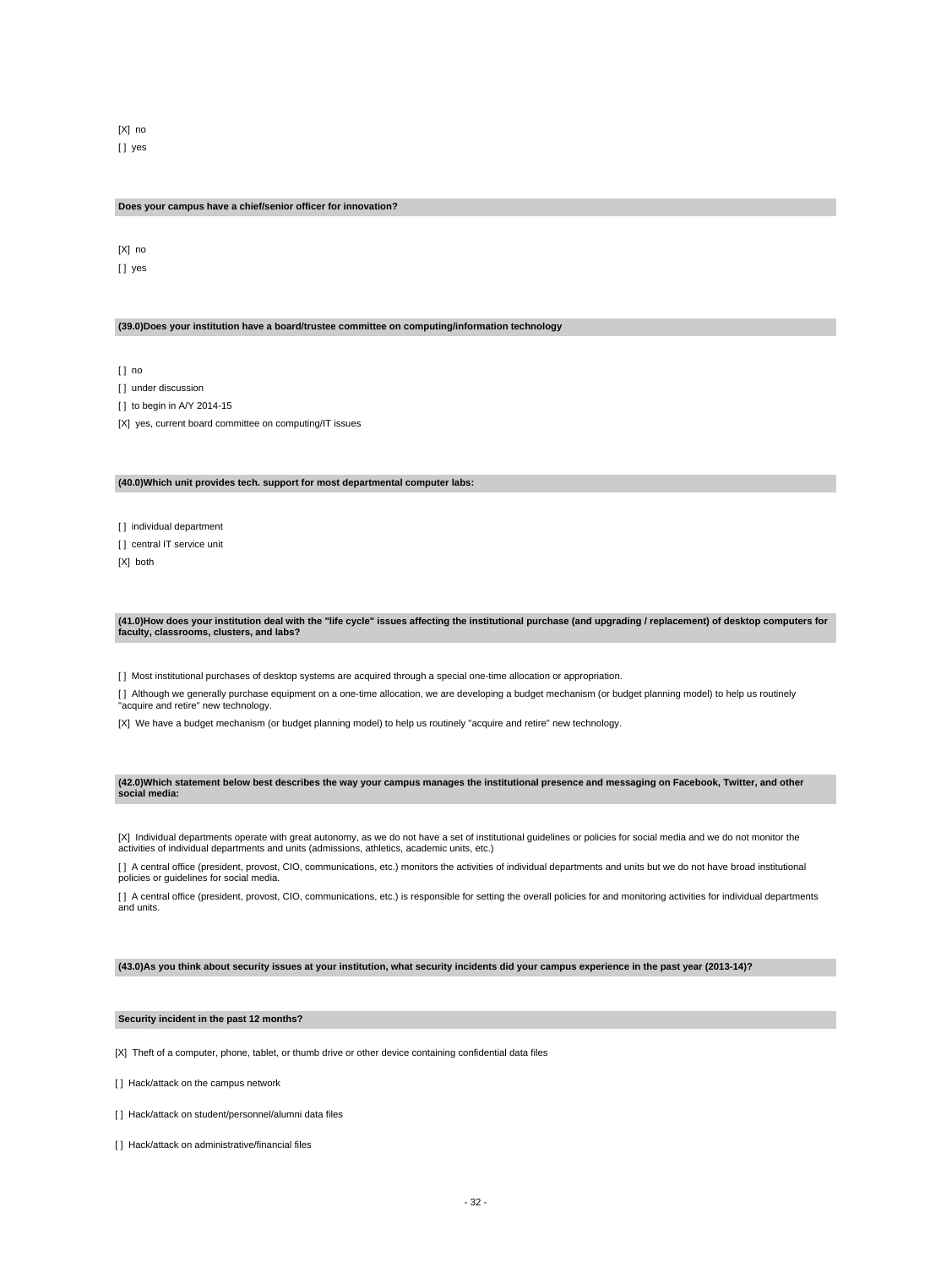[X] no

[ ] yes

**Does your campus have a chief/senior officer for innovation?**

[X] no

[ ] yes

**(39.0)Does your institution have a board/trustee committee on computing/information technology**

[ ] no

[ ] under discussion

[ ] to begin in A/Y 2014-15

[X] yes, current board committee on computing/IT issues

**(40.0)Which unit provides tech. support for most departmental computer labs:**

[ ] individual department

[ ] central IT service unit

[X] both

**(41.0)How does your institution deal with the "life cycle" issues affecting the institutional purchase (and upgrading / replacement) of desktop computers for faculty, classrooms, clusters, and labs?**

[ ] Most institutional purchases of desktop systems are acquired through a special one-time allocation or appropriation.

[ ] Although we generally purchase equipment on a one-time allocation, we are developing a budget mechanism (or budget planning model) to help us routinely "acquire and retire" new technology.

[X] We have a budget mechanism (or budget planning model) to help us routinely "acquire and retire" new technology.

**(42.0)Which statement below best describes the way your campus manages the institutional presence and messaging on Facebook, Twitter, and other social media:**

[X] Individual departments operate with great autonomy, as we do not have a set of institutional guidelines or policies for social media and we do not monitor the activities of individual departments and units (admissions, athletics, academic units, etc.)

[ ] A central office (president, provost, CIO, communications, etc.) monitors the activities of individual departments and units but we do not have broad institutional policies or guidelines for social media.

[ ] A central office (president, provost, CIO, communications, etc.) is responsible for setting the overall policies for and monitoring activities for individual departments and units.

**(43.0)As you think about security issues at your institution, what security incidents did your campus experience in the past year (2013-14)?**

**Security incident in the past 12 months?**

[X] Theft of a computer, phone, tablet, or thumb drive or other device containing confidential data files

[ ] Hack/attack on the campus network

[ ] Hack/attack on student/personnel/alumni data files

[ ] Hack/attack on administrative/financial files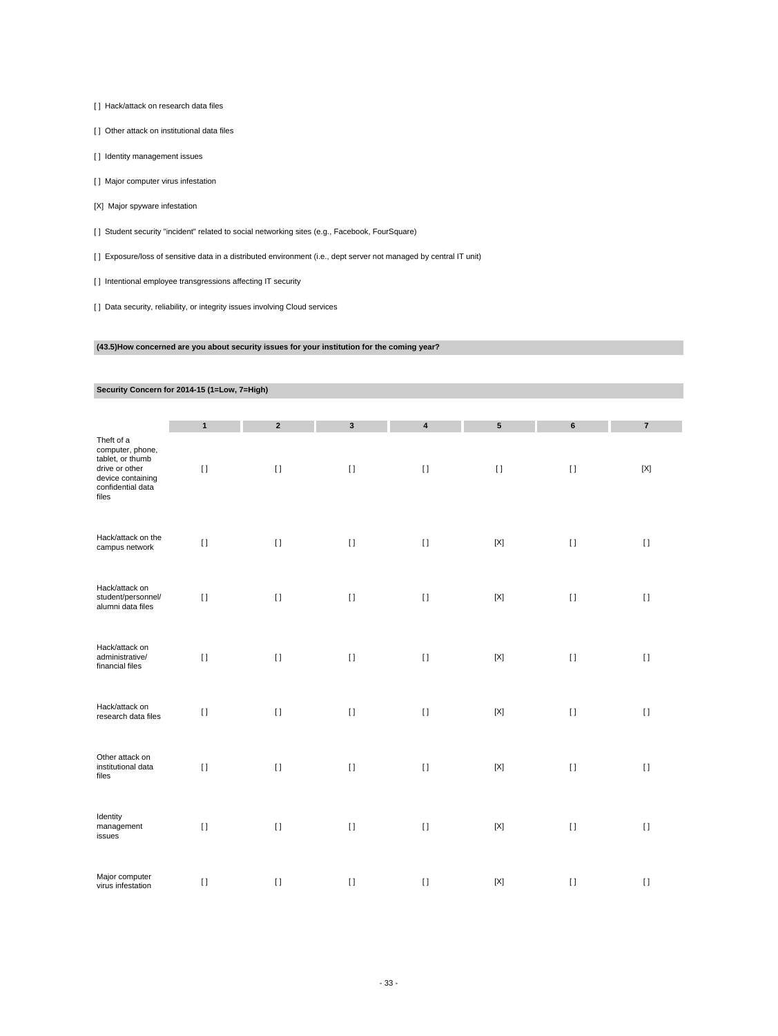[ ]  Hack/attack on research data files

[ ]  Other attack on institutional data files

[ ]  Identity management issues

[ ]  Major computer virus infestation

[X]  Major spyware infestation

[ ]  Student security "incident" related to social networking sites (e.g., Facebook, FourSquare)

[ ]  Exposure/loss of sensitive data in a distributed environment (i.e., dept server not managed by central IT unit)

[ ]  Intentional employee transgressions affecting IT security

[ ]  Data security, reliability, or integrity issues involving Cloud services

**(43.5)How concerned are you about security issues for your institution for the coming year?**

**Security Concern for 2014-15 (1=Low, 7=High)**

| | 1 | 2 | 3 | 4 | 5 | 6 | 7 |
|---|---|---|---|---|---|---|---|
| Theft of a computer, phone, tablet, or thumb drive or other device containing confidential data files | [ ] | [ ] | [ ] | [ ] | [ ] | [ ] | [X] |
| Hack/attack on the campus network | [ ] | [ ] | [ ] | [ ] | [X] | [ ] | [ ] |
| Hack/attack on student/personnel/ alumni data files | [ ] | [ ] | [ ] | [ ] | [X] | [ ] | [ ] |
| Hack/attack on administrative/ financial files | [ ] | [ ] | [ ] | [ ] | [X] | [ ] | [ ] |
| Hack/attack on research data files | [ ] | [ ] | [ ] | [ ] | [X] | [ ] | [ ] |
| Other attack on institutional data files | [ ] | [ ] | [ ] | [ ] | [X] | [ ] | [ ] |
| Identity management issues | [ ] | [ ] | [ ] | [ ] | [X] | [ ] | [ ] |
| Major computer virus infestation | [ ] | [ ] | [ ] | [ ] | [X] | [ ] | [ ] |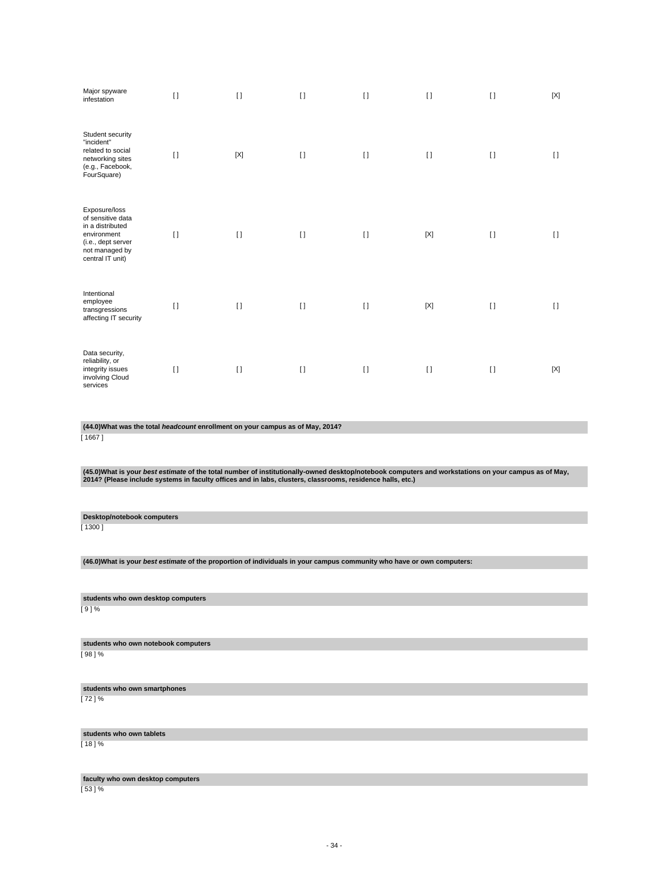| | | | | | | | |
|---|---|---|---|---|---|---|---|
| Major spyware infestation | [ ] | [ ] | [ ] | [ ] | [ ] | [ ] | [X] |
| Student security "incident" related to social networking sites (e.g., Facebook, FourSquare) | [ ] | [X] | [ ] | [ ] | [ ] | [ ] | [ ] |
| Exposure/loss of sensitive data in a distributed environment (i.e., dept server not managed by central IT unit) | [ ] | [ ] | [ ] | [ ] | [X] | [ ] | [ ] |
| Intentional employee transgressions affecting IT security | [ ] | [ ] | [ ] | [ ] | [X] | [ ] | [ ] |
| Data security, reliability, or integrity issues involving Cloud services | [ ] | [ ] | [ ] | [ ] | [ ] | [ ] | [X] |

**(44.0)What was the total *headcount* enrollment on your campus as of May, 2014?**

[ 1667 ]

**(45.0)What is your *best estimate* of the total number of institutionally-owned desktop/notebook computers and workstations on your campus as of May, 2014? (Please include systems in faculty offices and in labs, clusters, classrooms, residence halls, etc.)**

**Desktop/notebook computers**

[ 1300 ]

**(46.0)What is your *best estimate* of the proportion of individuals in your campus community who have or own computers:**

**students who own desktop computers**

[ 9 ] %

**students who own notebook computers**

[ 98 ] %

**students who own smartphones**

[ 72 ] %

**students who own tablets**

[ 18 ] %

**faculty who own desktop computers**

[ 53 ] %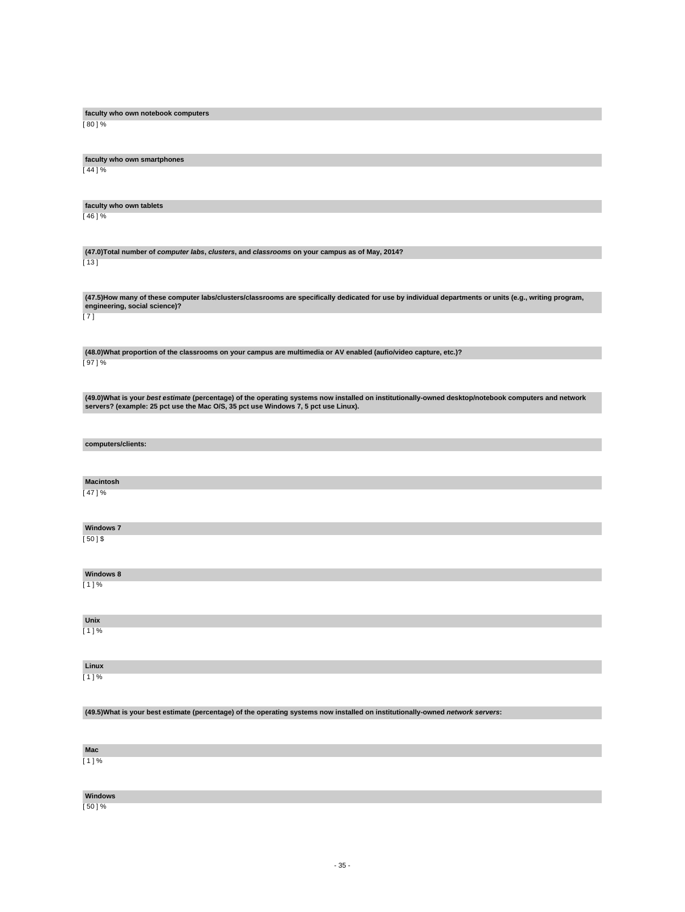**faculty who own notebook computers**

[ 80 ] %

**faculty who own smartphones**

[ 44 ] %

**faculty who own tablets**

[ 46 ] %

**(47.0)Total number of *computer labs*, *clusters*, and *classrooms* on your campus as of May, 2014?**

[ 13 ]

**(47.5)How many of these computer labs/clusters/classrooms are specifically dedicated for use by individual departments or units (e.g., writing program, engineering, social science)?**

[ 7 ]

**(48.0)What proportion of the classrooms on your campus are multimedia or AV enabled (aufio/video capture, etc.)?**

[ 97 ] %

**(49.0)What is your *best estimate* (percentage) of the operating systems now installed on institutionally-owned desktop/notebook computers and network servers? (example: 25 pct use the Mac O/S, 35 pct use Windows 7, 5 pct use Linux).**

**computers/clients:**

**Macintosh**

[ 47 ] %

**Windows 7**

[ 50 ] $

**Windows 8**

[ 1 ] %

**Unix**

[ 1 ] %

**Linux**

[ 1 ] %

**(49.5)What is your best estimate (percentage) of the operating systems now installed on institutionally-owned *network servers*:**

**Mac**

[ 1 ] %

**Windows**

[ 50 ] %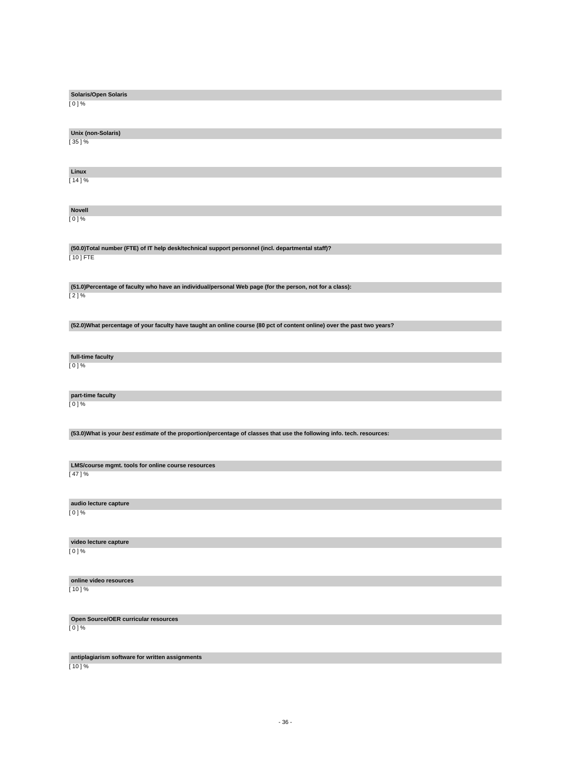**Solaris/Open Solaris**

[ 0 ] %

**Unix (non-Solaris)**

[ 35 ] %

**Linux**

[ 14 ] %

**Novell**

[ 0 ] %

**(50.0)Total number (FTE) of IT help desk/technical support personnel (incl. departmental staff)?**

[ 10 ] FTE

**(51.0)Percentage of faculty who have an individual/personal Web page (for the person, not for a class):**

[ 2 ] %

**(52.0)What percentage of your faculty have taught an online course (80 pct of content online) over the past two years?**

**full-time faculty**

[ 0 ] %

**part-time faculty**

[ 0 ] %

**(53.0)What is your *best estimate* of the proportion/percentage of classes that use the following info. tech. resources:**

**LMS/course mgmt. tools for online course resources**

[ 47 ] %

**audio lecture capture**

[ 0 ] %

**video lecture capture**

[ 0 ] %

**online video resources**

[ 10 ] %

**Open Source/OER curricular resources**

[ 0 ] %

**antiplagiarism software for written assignments**

[ 10 ] %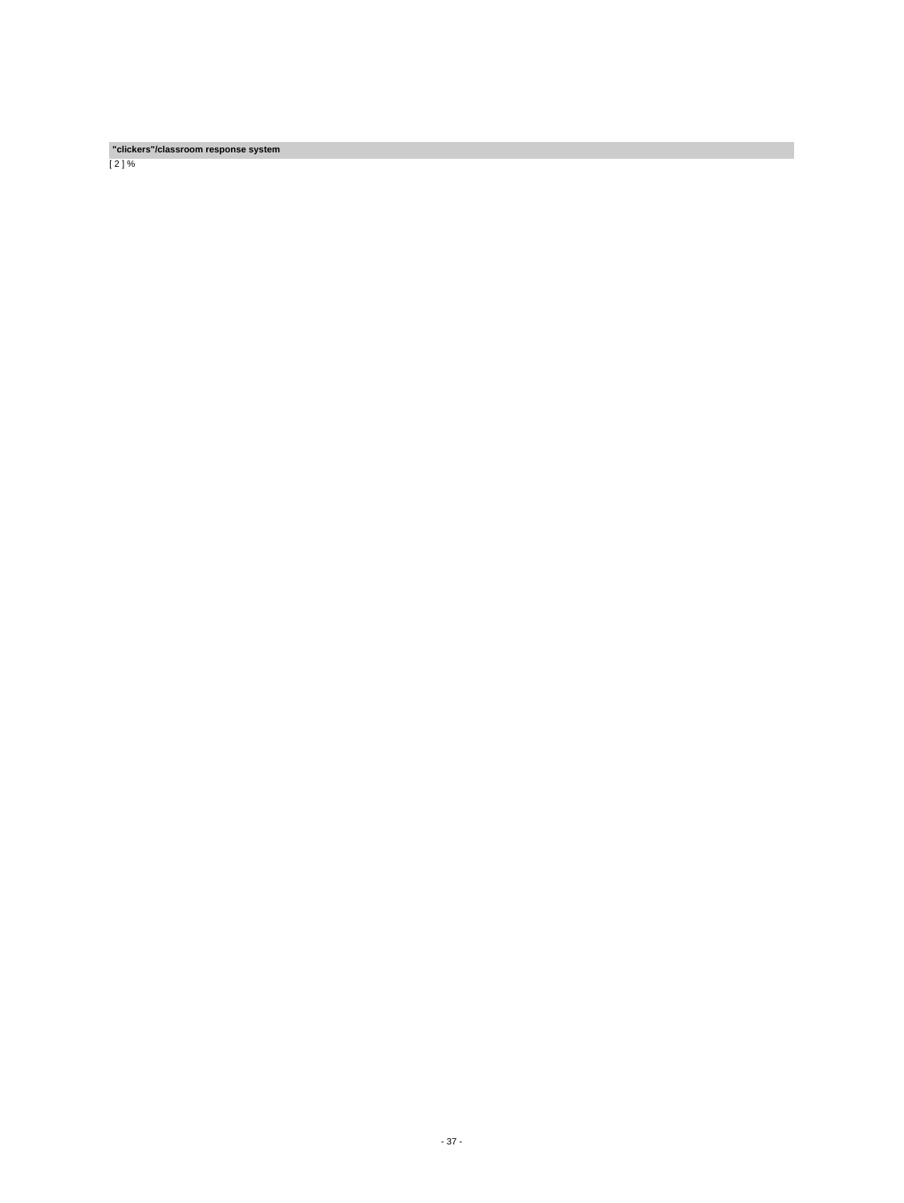**"clickers"/classroom response system**

[ 2 ] %